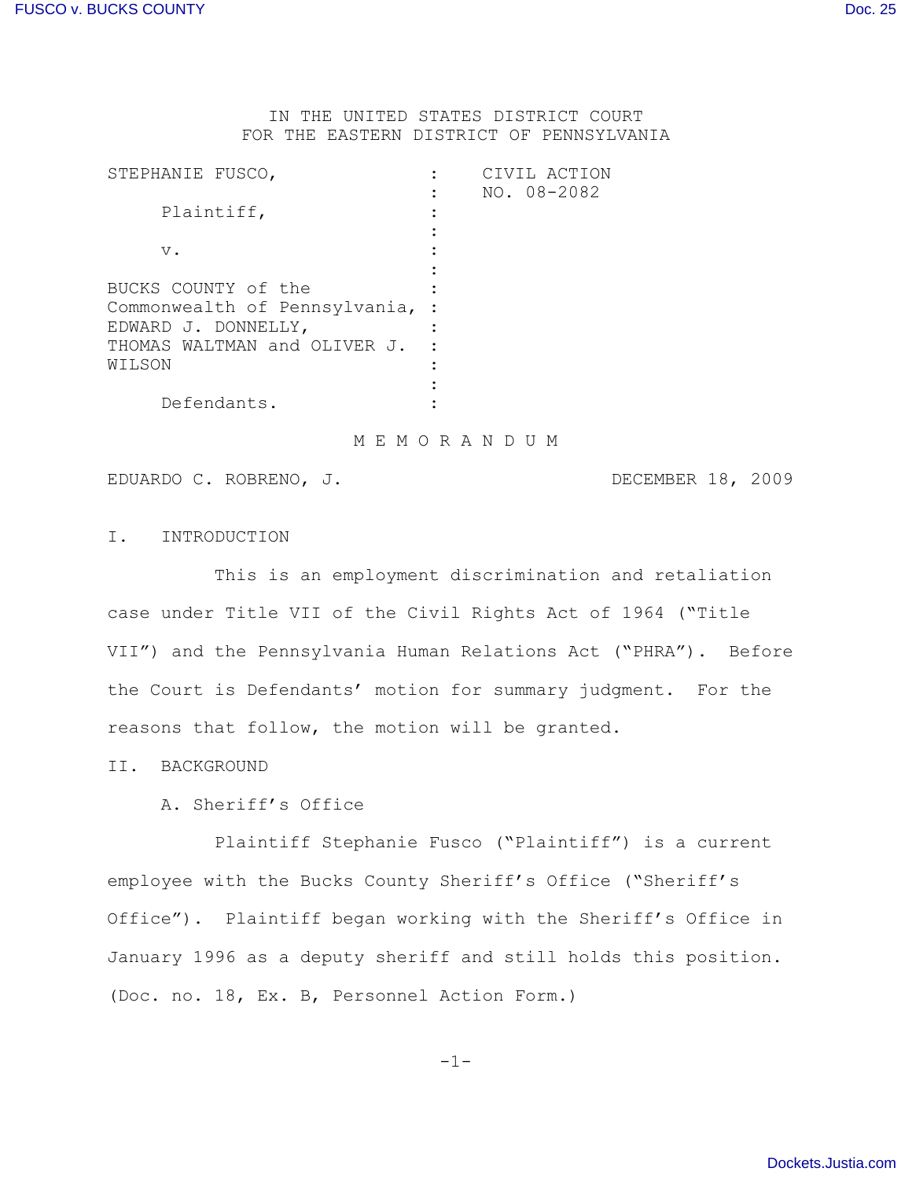IN THE UNITED STATES DISTRICT COURT
FOR THE EASTERN DISTRICT OF PENNSYLVANIA

| | | |
|---|---|---|
| STEPHANIE FUSCO, | : | CIVIL ACTION |
| | : | NO. 08-2082 |
| Plaintiff, | : | |
| | : | |
| v. | : | |
| | : | |
| BUCKS COUNTY of the Commonwealth of Pennsylvania, EDWARD J. DONNELLY, THOMAS WALTMAN and OLIVER J. WILSON | : | |
| | : | |
| Defendants. | : | |

# M E M O R A N D U M

EDUARDO C. ROBRENO, J. DECEMBER 18, 2009

## I. INTRODUCTION

This is an employment discrimination and retaliation case under Title VII of the Civil Rights Act of 1964 ("Title VII") and the Pennsylvania Human Relations Act ("PHRA"). Before the Court is Defendants' motion for summary judgment. For the reasons that follow, the motion will be granted.

## II. BACKGROUND

### A. Sheriff's Office

Plaintiff Stephanie Fusco ("Plaintiff") is a current employee with the Bucks County Sheriff's Office ("Sheriff's Office"). Plaintiff began working with the Sheriff's Office in January 1996 as a deputy sheriff and still holds this position. (Doc. no. 18, Ex. B, Personnel Action Form.)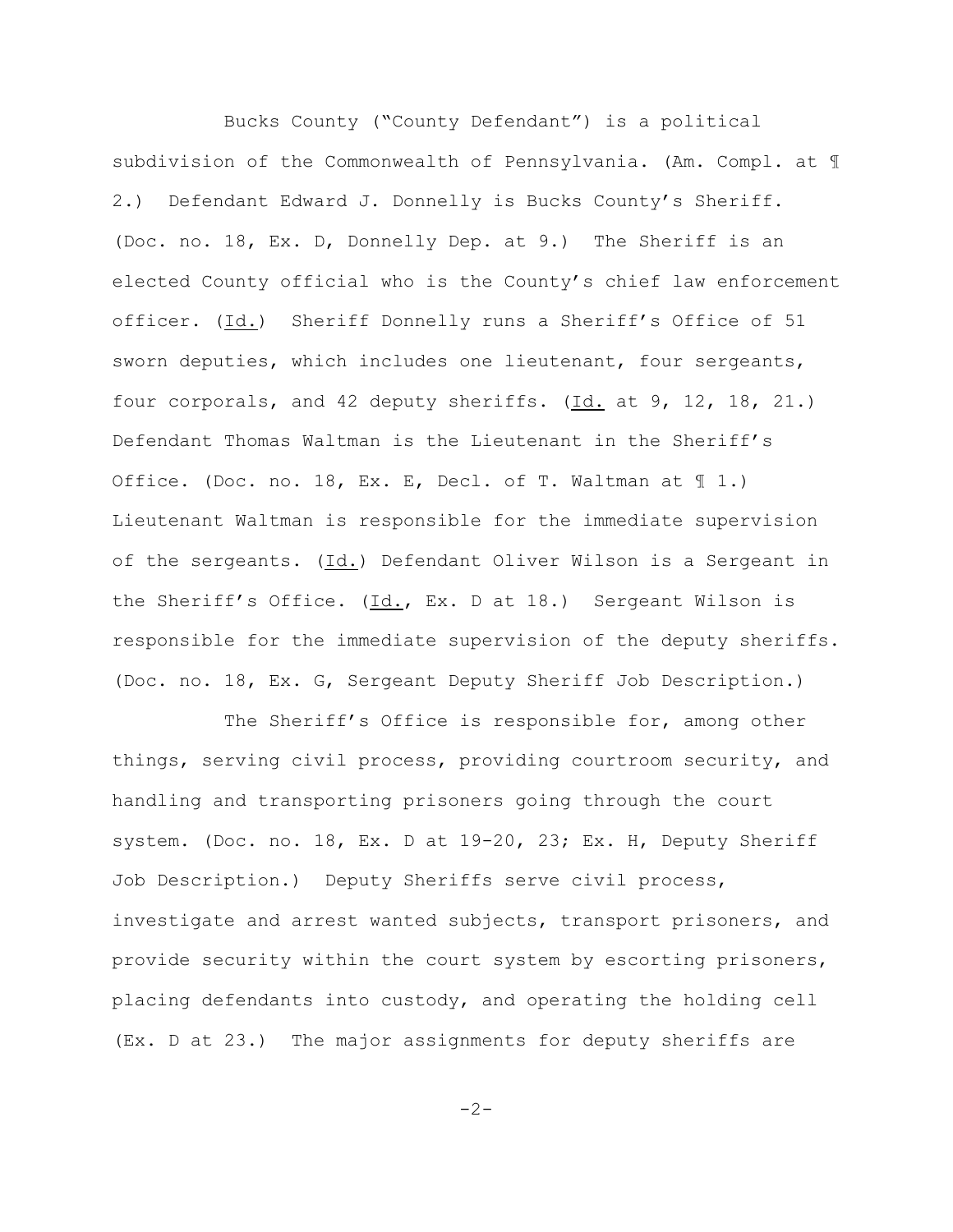Bucks County ("County Defendant") is a political subdivision of the Commonwealth of Pennsylvania. (Am. Compl. at ¶ 2.) Defendant Edward J. Donnelly is Bucks County's Sheriff. (Doc. no. 18, Ex. D, Donnelly Dep. at 9.) The Sheriff is an elected County official who is the County's chief law enforcement officer. (Id.) Sheriff Donnelly runs a Sheriff's Office of 51 sworn deputies, which includes one lieutenant, four sergeants, four corporals, and 42 deputy sheriffs. (Id. at 9, 12, 18, 21.) Defendant Thomas Waltman is the Lieutenant in the Sheriff's Office. (Doc. no. 18, Ex. E, Decl. of T. Waltman at ¶ 1.) Lieutenant Waltman is responsible for the immediate supervision of the sergeants. (Id.) Defendant Oliver Wilson is a Sergeant in the Sheriff's Office. (Id., Ex. D at 18.) Sergeant Wilson is responsible for the immediate supervision of the deputy sheriffs. (Doc. no. 18, Ex. G, Sergeant Deputy Sheriff Job Description.)

The Sheriff's Office is responsible for, among other things, serving civil process, providing courtroom security, and handling and transporting prisoners going through the court system. (Doc. no. 18, Ex. D at 19-20, 23; Ex. H, Deputy Sheriff Job Description.) Deputy Sheriffs serve civil process, investigate and arrest wanted subjects, transport prisoners, and provide security within the court system by escorting prisoners, placing defendants into custody, and operating the holding cell (Ex. D at 23.) The major assignments for deputy sheriffs are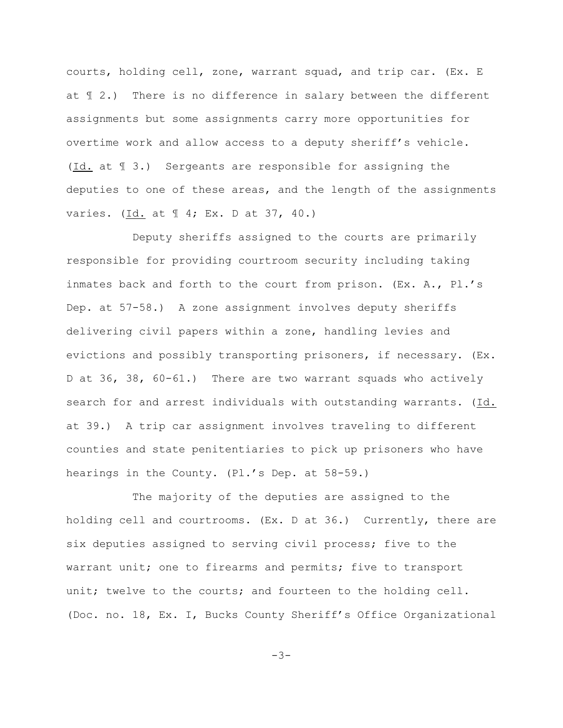courts, holding cell, zone, warrant squad, and trip car. (Ex. E at ¶ 2.) There is no difference in salary between the different assignments but some assignments carry more opportunities for overtime work and allow access to a deputy sheriff's vehicle. (Id. at ¶ 3.) Sergeants are responsible for assigning the deputies to one of these areas, and the length of the assignments varies. (Id. at ¶ 4; Ex. D at 37, 40.)

Deputy sheriffs assigned to the courts are primarily responsible for providing courtroom security including taking inmates back and forth to the court from prison. (Ex. A., Pl.'s Dep. at 57-58.) A zone assignment involves deputy sheriffs delivering civil papers within a zone, handling levies and evictions and possibly transporting prisoners, if necessary. (Ex. D at 36, 38, 60-61.) There are two warrant squads who actively search for and arrest individuals with outstanding warrants. (Id. at 39.) A trip car assignment involves traveling to different counties and state penitentiaries to pick up prisoners who have hearings in the County. (Pl.'s Dep. at 58-59.)

The majority of the deputies are assigned to the holding cell and courtrooms. (Ex. D at 36.) Currently, there are six deputies assigned to serving civil process; five to the warrant unit; one to firearms and permits; five to transport unit; twelve to the courts; and fourteen to the holding cell. (Doc. no. 18, Ex. I, Bucks County Sheriff's Office Organizational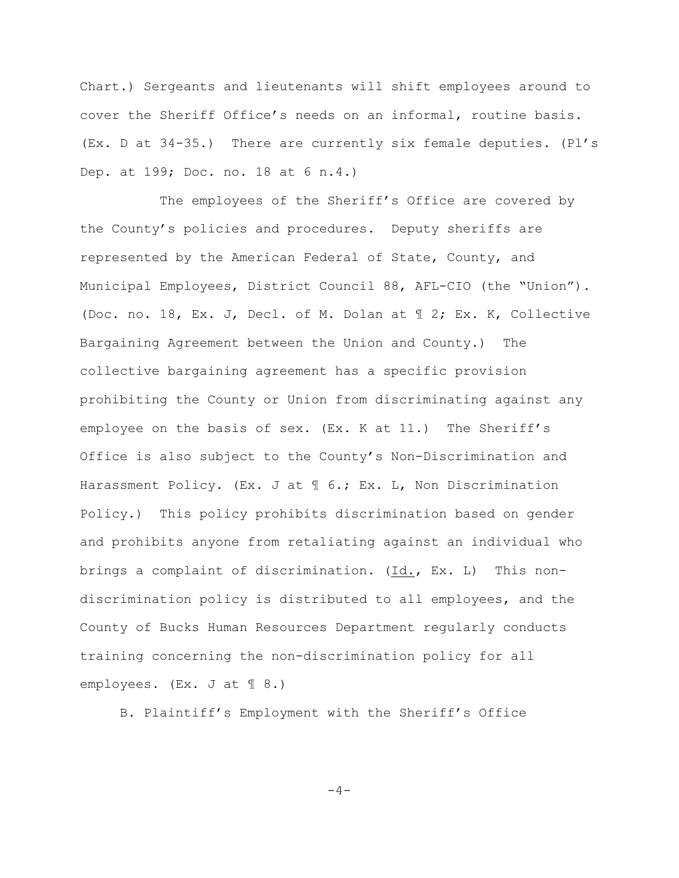Chart.) Sergeants and lieutenants will shift employees around to cover the Sheriff Office's needs on an informal, routine basis. (Ex. D at 34-35.) There are currently six female deputies. (Pl's Dep. at 199; Doc. no. 18 at 6 n.4.)

The employees of the Sheriff's Office are covered by the County's policies and procedures. Deputy sheriffs are represented by the American Federal of State, County, and Municipal Employees, District Council 88, AFL-CIO (the "Union"). (Doc. no. 18, Ex. J, Decl. of M. Dolan at ¶ 2; Ex. K, Collective Bargaining Agreement between the Union and County.) The collective bargaining agreement has a specific provision prohibiting the County or Union from discriminating against any employee on the basis of sex. (Ex. K at 11.) The Sheriff's Office is also subject to the County's Non-Discrimination and Harassment Policy. (Ex. J at ¶ 6.; Ex. L, Non Discrimination Policy.) This policy prohibits discrimination based on gender and prohibits anyone from retaliating against an individual who brings a complaint of discrimination. (Id., Ex. L) This non-discrimination policy is distributed to all employees, and the County of Bucks Human Resources Department regularly conducts training concerning the non-discrimination policy for all employees. (Ex. J at ¶ 8.)

B. Plaintiff's Employment with the Sheriff's Office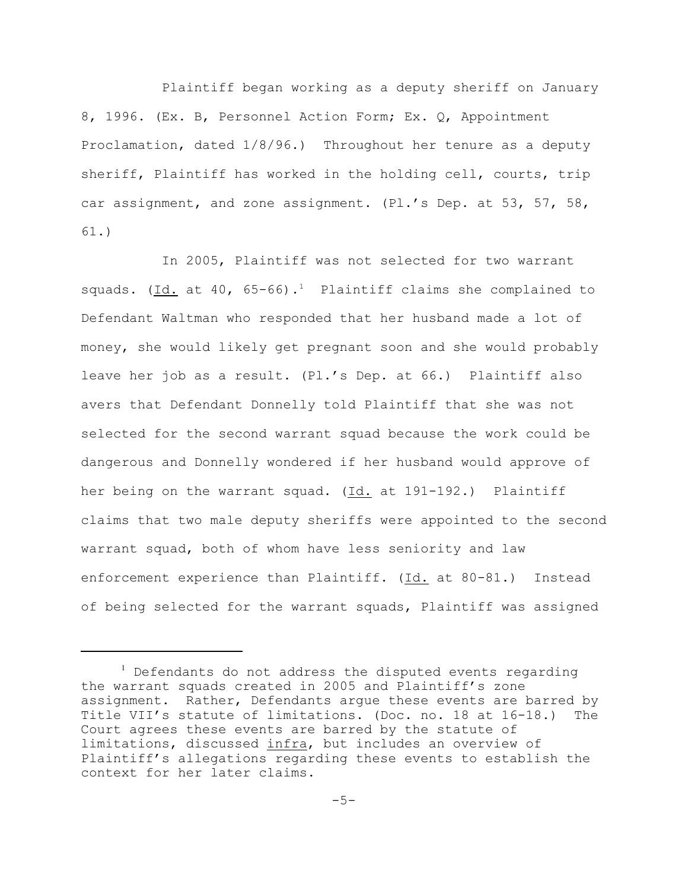Plaintiff began working as a deputy sheriff on January 8, 1996. (Ex. B, Personnel Action Form; Ex. Q, Appointment Proclamation, dated 1/8/96.) Throughout her tenure as a deputy sheriff, Plaintiff has worked in the holding cell, courts, trip car assignment, and zone assignment. (Pl.'s Dep. at 53, 57, 58, 61.)

In 2005, Plaintiff was not selected for two warrant squads. (Id. at 40, 65-66).[1] Plaintiff claims she complained to Defendant Waltman who responded that her husband made a lot of money, she would likely get pregnant soon and she would probably leave her job as a result. (Pl.'s Dep. at 66.) Plaintiff also avers that Defendant Donnelly told Plaintiff that she was not selected for the second warrant squad because the work could be dangerous and Donnelly wondered if her husband would approve of her being on the warrant squad. (Id. at 191-192.) Plaintiff claims that two male deputy sheriffs were appointed to the second warrant squad, both of whom have less seniority and law enforcement experience than Plaintiff. (Id. at 80-81.) Instead of being selected for the warrant squads, Plaintiff was assigned

---

[1] Defendants do not address the disputed events regarding the warrant squads created in 2005 and Plaintiff's zone assignment. Rather, Defendants argue these events are barred by Title VII's statute of limitations. (Doc. no. 18 at 16-18.) The Court agrees these events are barred by the statute of limitations, discussed infra, but includes an overview of Plaintiff's allegations regarding these events to establish the context for her later claims.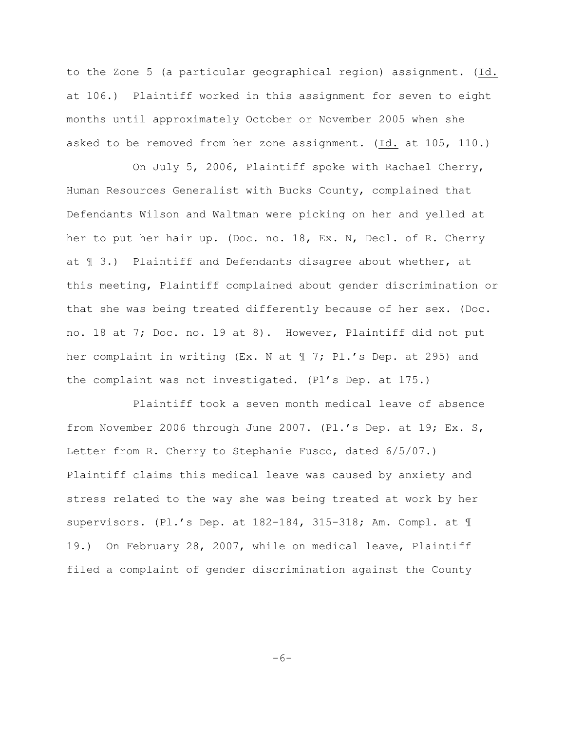to the Zone 5 (a particular geographical region) assignment. (Id. at 106.) Plaintiff worked in this assignment for seven to eight months until approximately October or November 2005 when she asked to be removed from her zone assignment. (Id. at 105, 110.)

On July 5, 2006, Plaintiff spoke with Rachael Cherry, Human Resources Generalist with Bucks County, complained that Defendants Wilson and Waltman were picking on her and yelled at her to put her hair up. (Doc. no. 18, Ex. N, Decl. of R. Cherry at ¶ 3.) Plaintiff and Defendants disagree about whether, at this meeting, Plaintiff complained about gender discrimination or that she was being treated differently because of her sex. (Doc. no. 18 at 7; Doc. no. 19 at 8). However, Plaintiff did not put her complaint in writing (Ex. N at ¶ 7; Pl.'s Dep. at 295) and the complaint was not investigated. (Pl's Dep. at 175.)

Plaintiff took a seven month medical leave of absence from November 2006 through June 2007. (Pl.'s Dep. at 19; Ex. S, Letter from R. Cherry to Stephanie Fusco, dated 6/5/07.) Plaintiff claims this medical leave was caused by anxiety and stress related to the way she was being treated at work by her supervisors. (Pl.'s Dep. at 182-184, 315-318; Am. Compl. at ¶ 19.) On February 28, 2007, while on medical leave, Plaintiff filed a complaint of gender discrimination against the County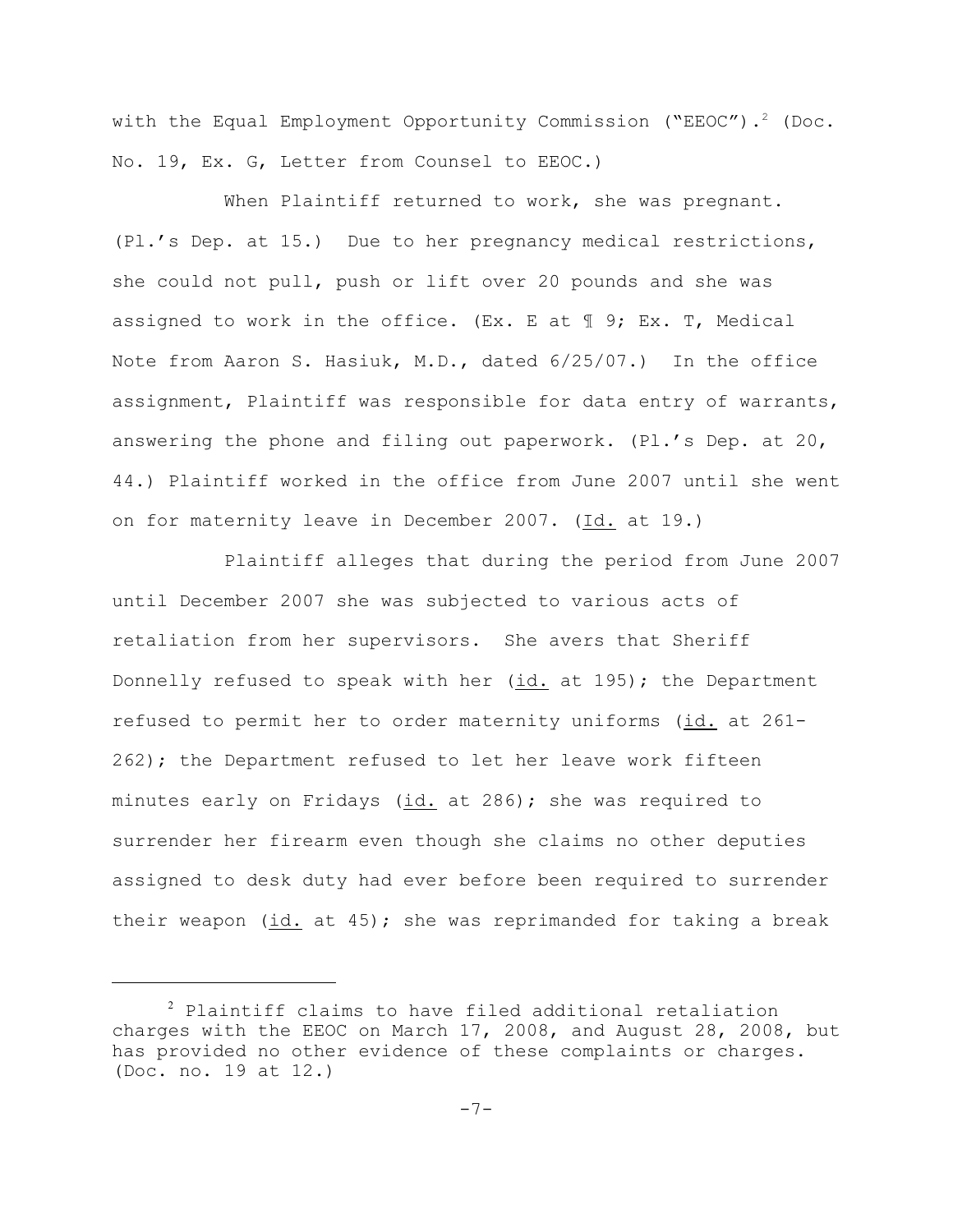with the Equal Employment Opportunity Commission ("EEOC").[2] (Doc. No. 19, Ex. G, Letter from Counsel to EEOC.)

When Plaintiff returned to work, she was pregnant. (Pl.'s Dep. at 15.) Due to her pregnancy medical restrictions, she could not pull, push or lift over 20 pounds and she was assigned to work in the office. (Ex. E at ¶ 9; Ex. T, Medical Note from Aaron S. Hasiuk, M.D., dated 6/25/07.) In the office assignment, Plaintiff was responsible for data entry of warrants, answering the phone and filing out paperwork. (Pl.'s Dep. at 20, 44.) Plaintiff worked in the office from June 2007 until she went on for maternity leave in December 2007. (Id. at 19.)

Plaintiff alleges that during the period from June 2007 until December 2007 she was subjected to various acts of retaliation from her supervisors. She avers that Sheriff Donnelly refused to speak with her (id. at 195); the Department refused to permit her to order maternity uniforms (id. at 261-262); the Department refused to let her leave work fifteen minutes early on Fridays (id. at 286); she was required to surrender her firearm even though she claims no other deputies assigned to desk duty had ever before been required to surrender their weapon (id. at 45); she was reprimanded for taking a break

[2] Plaintiff claims to have filed additional retaliation charges with the EEOC on March 17, 2008, and August 28, 2008, but has provided no other evidence of these complaints or charges. (Doc. no. 19 at 12.)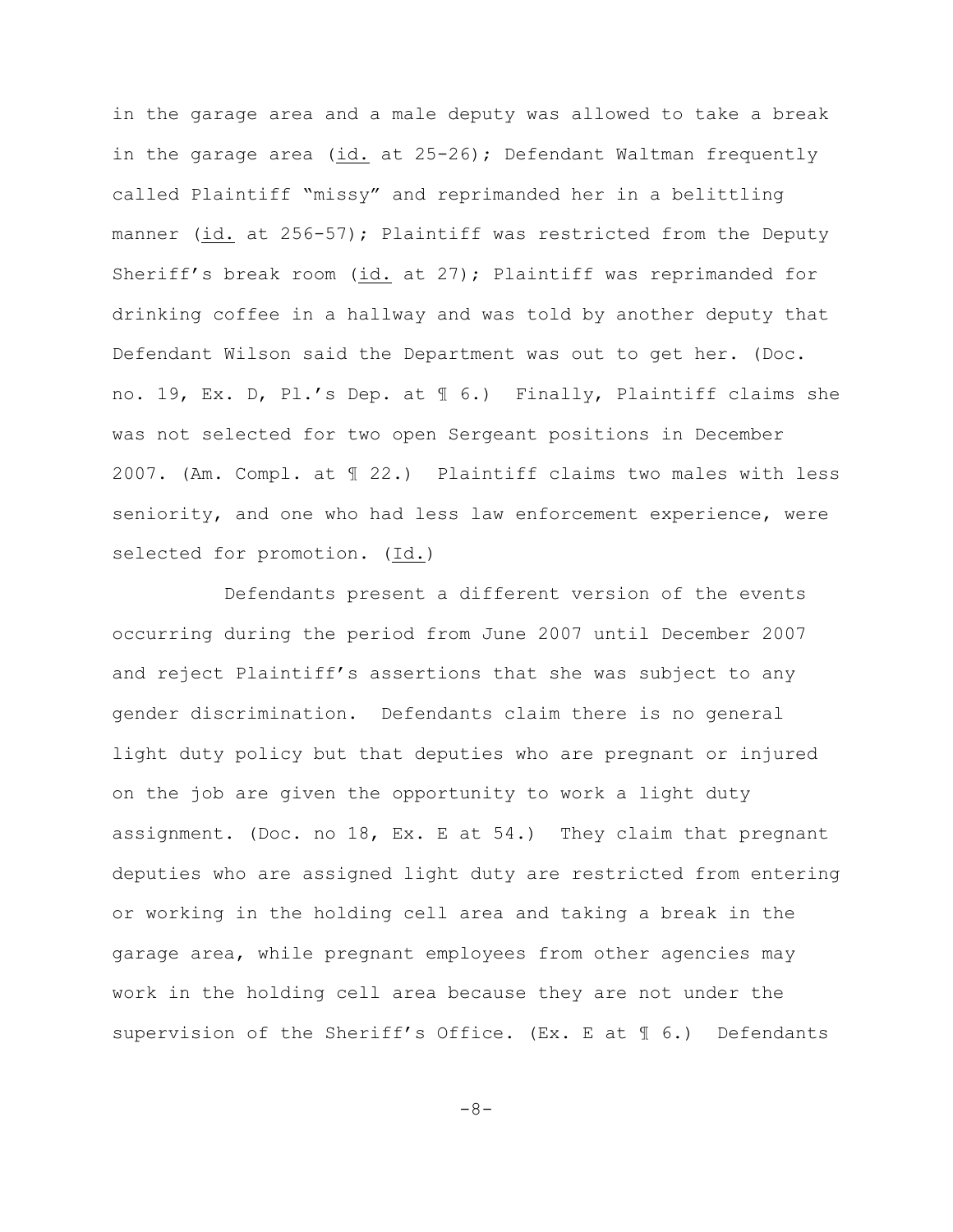in the garage area and a male deputy was allowed to take a break in the garage area (id. at 25-26); Defendant Waltman frequently called Plaintiff "missy" and reprimanded her in a belittling manner (id. at 256-57); Plaintiff was restricted from the Deputy Sheriff's break room (id. at 27); Plaintiff was reprimanded for drinking coffee in a hallway and was told by another deputy that Defendant Wilson said the Department was out to get her. (Doc. no. 19, Ex. D, Pl.'s Dep. at ¶ 6.) Finally, Plaintiff claims she was not selected for two open Sergeant positions in December 2007. (Am. Compl. at ¶ 22.) Plaintiff claims two males with less seniority, and one who had less law enforcement experience, were selected for promotion. (Id.)

Defendants present a different version of the events occurring during the period from June 2007 until December 2007 and reject Plaintiff's assertions that she was subject to any gender discrimination. Defendants claim there is no general light duty policy but that deputies who are pregnant or injured on the job are given the opportunity to work a light duty assignment. (Doc. no 18, Ex. E at 54.) They claim that pregnant deputies who are assigned light duty are restricted from entering or working in the holding cell area and taking a break in the garage area, while pregnant employees from other agencies may work in the holding cell area because they are not under the supervision of the Sheriff's Office. (Ex. E at ¶ 6.) Defendants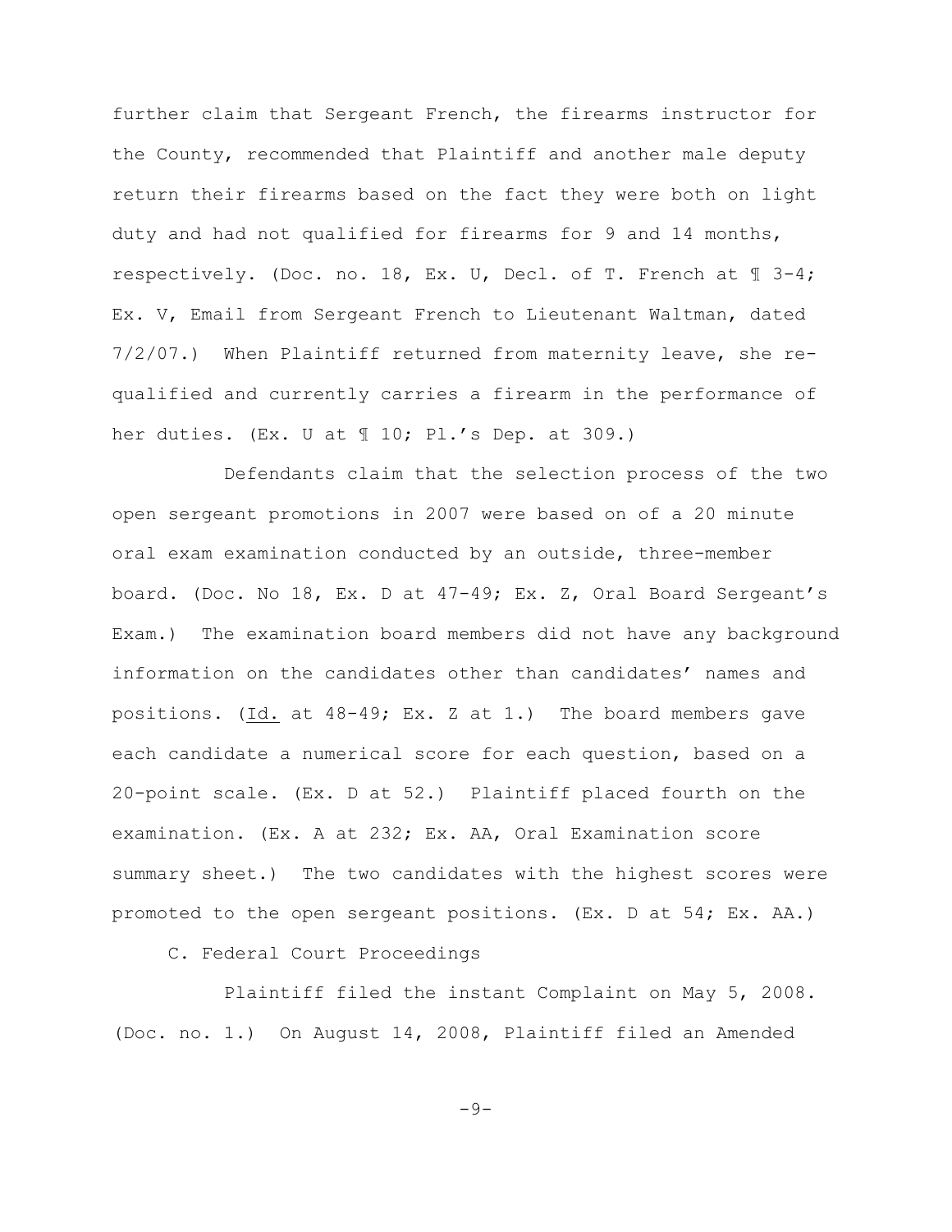further claim that Sergeant French, the firearms instructor for the County, recommended that Plaintiff and another male deputy return their firearms based on the fact they were both on light duty and had not qualified for firearms for 9 and 14 months, respectively. (Doc. no. 18, Ex. U, Decl. of T. French at ¶ 3-4; Ex. V, Email from Sergeant French to Lieutenant Waltman, dated 7/2/07.) When Plaintiff returned from maternity leave, she re-qualified and currently carries a firearm in the performance of her duties. (Ex. U at ¶ 10; Pl.'s Dep. at 309.)

Defendants claim that the selection process of the two open sergeant promotions in 2007 were based on of a 20 minute oral exam examination conducted by an outside, three-member board. (Doc. No 18, Ex. D at 47-49; Ex. Z, Oral Board Sergeant's Exam.) The examination board members did not have any background information on the candidates other than candidates' names and positions. (Id. at 48-49; Ex. Z at 1.) The board members gave each candidate a numerical score for each question, based on a 20-point scale. (Ex. D at 52.) Plaintiff placed fourth on the examination. (Ex. A at 232; Ex. AA, Oral Examination score summary sheet.) The two candidates with the highest scores were promoted to the open sergeant positions. (Ex. D at 54; Ex. AA.)

C. Federal Court Proceedings

Plaintiff filed the instant Complaint on May 5, 2008. (Doc. no. 1.) On August 14, 2008, Plaintiff filed an Amended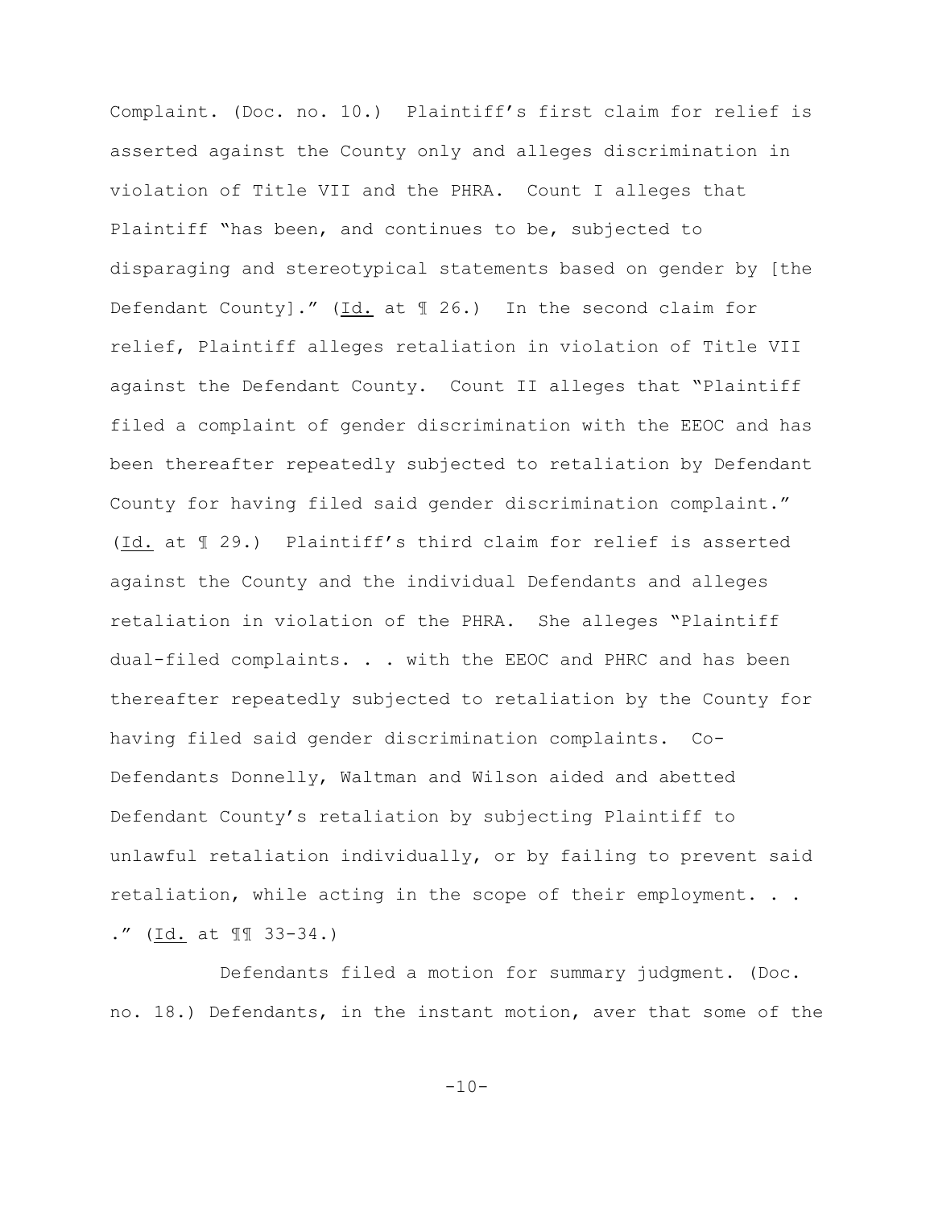Complaint. (Doc. no. 10.) Plaintiff's first claim for relief is asserted against the County only and alleges discrimination in violation of Title VII and the PHRA. Count I alleges that Plaintiff "has been, and continues to be, subjected to disparaging and stereotypical statements based on gender by [the Defendant County]." (Id. at ¶ 26.) In the second claim for relief, Plaintiff alleges retaliation in violation of Title VII against the Defendant County. Count II alleges that "Plaintiff filed a complaint of gender discrimination with the EEOC and has been thereafter repeatedly subjected to retaliation by Defendant County for having filed said gender discrimination complaint." (Id. at ¶ 29.) Plaintiff's third claim for relief is asserted against the County and the individual Defendants and alleges retaliation in violation of the PHRA. She alleges "Plaintiff dual-filed complaints. . . with the EEOC and PHRC and has been thereafter repeatedly subjected to retaliation by the County for having filed said gender discrimination complaints. Co-Defendants Donnelly, Waltman and Wilson aided and abetted Defendant County's retaliation by subjecting Plaintiff to unlawful retaliation individually, or by failing to prevent said retaliation, while acting in the scope of their employment. . . ." (Id. at ¶¶ 33-34.)

Defendants filed a motion for summary judgment. (Doc. no. 18.) Defendants, in the instant motion, aver that some of the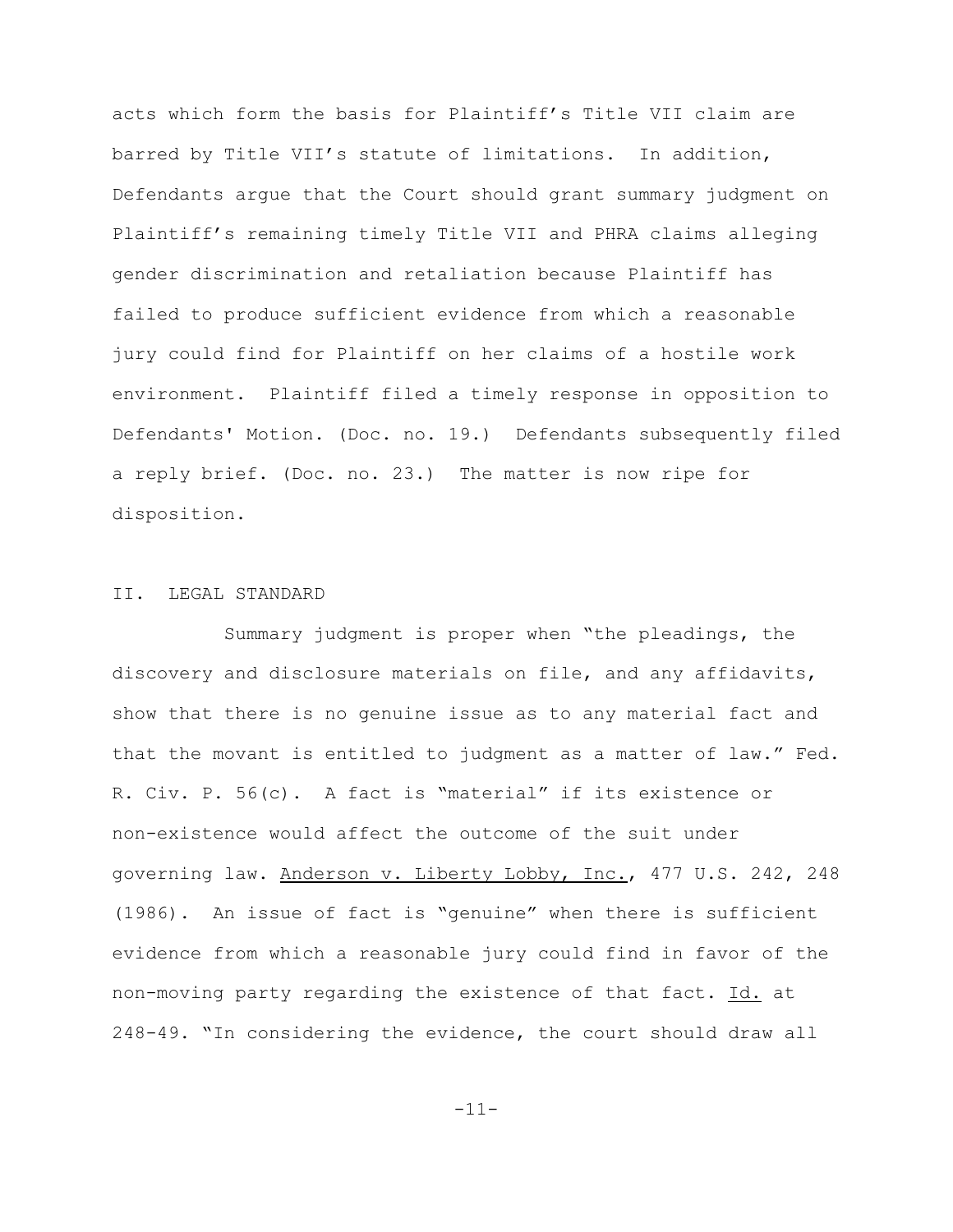acts which form the basis for Plaintiff's Title VII claim are barred by Title VII's statute of limitations. In addition, Defendants argue that the Court should grant summary judgment on Plaintiff's remaining timely Title VII and PHRA claims alleging gender discrimination and retaliation because Plaintiff has failed to produce sufficient evidence from which a reasonable jury could find for Plaintiff on her claims of a hostile work environment. Plaintiff filed a timely response in opposition to Defendants' Motion. (Doc. no. 19.) Defendants subsequently filed a reply brief. (Doc. no. 23.) The matter is now ripe for disposition.

## II. LEGAL STANDARD

Summary judgment is proper when "the pleadings, the discovery and disclosure materials on file, and any affidavits, show that there is no genuine issue as to any material fact and that the movant is entitled to judgment as a matter of law." Fed. R. Civ. P. 56(c). A fact is "material" if its existence or non-existence would affect the outcome of the suit under governing law. Anderson v. Liberty Lobby, Inc., 477 U.S. 242, 248 (1986). An issue of fact is "genuine" when there is sufficient evidence from which a reasonable jury could find in favor of the non-moving party regarding the existence of that fact. Id. at 248-49. "In considering the evidence, the court should draw all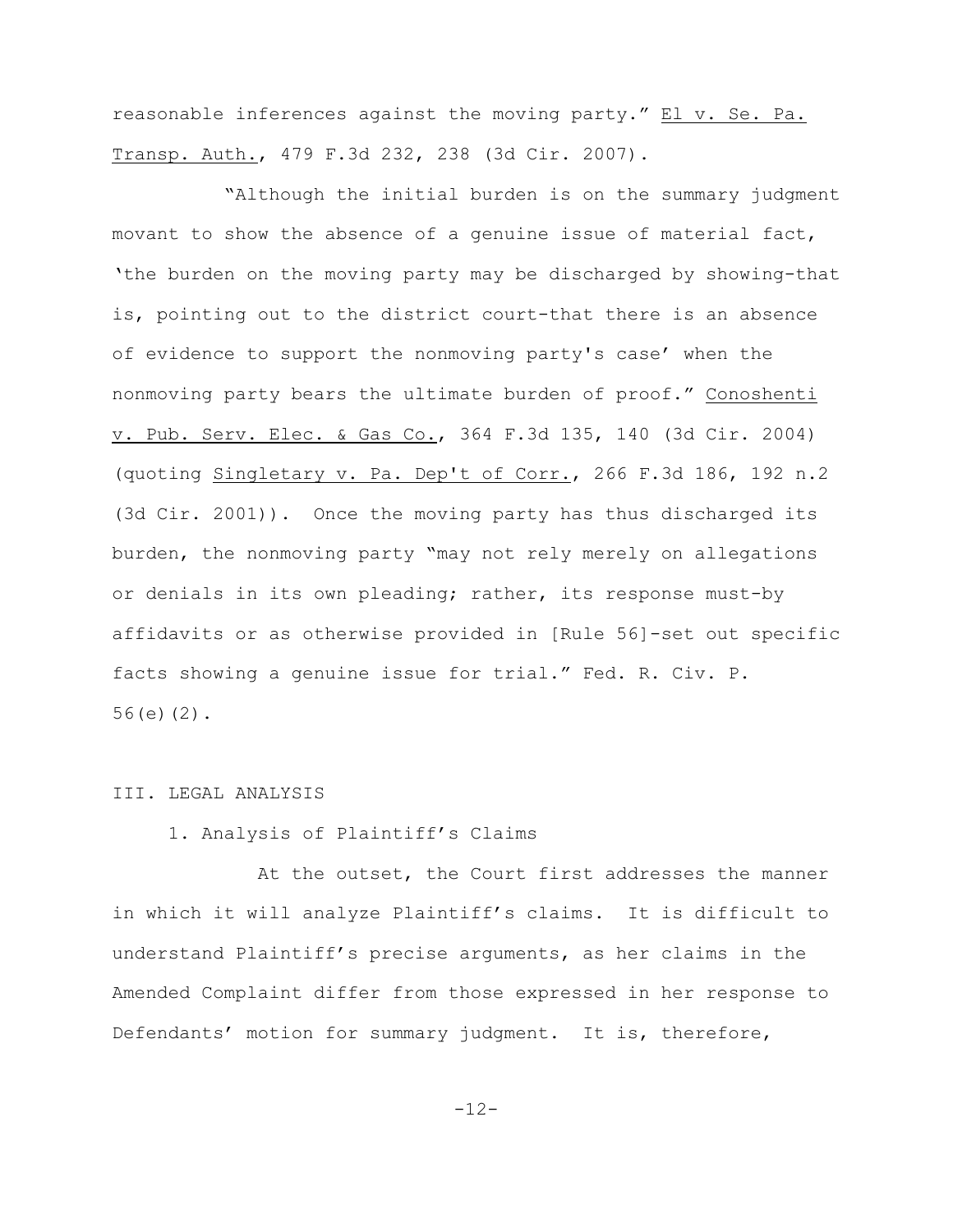reasonable inferences against the moving party." El v. Se. Pa. Transp. Auth., 479 F.3d 232, 238 (3d Cir. 2007).

"Although the initial burden is on the summary judgment movant to show the absence of a genuine issue of material fact, 'the burden on the moving party may be discharged by showing-that is, pointing out to the district court-that there is an absence of evidence to support the nonmoving party's case' when the nonmoving party bears the ultimate burden of proof." Conoshenti v. Pub. Serv. Elec. & Gas Co., 364 F.3d 135, 140 (3d Cir. 2004) (quoting Singletary v. Pa. Dep't of Corr., 266 F.3d 186, 192 n.2 (3d Cir. 2001)). Once the moving party has thus discharged its burden, the nonmoving party "may not rely merely on allegations or denials in its own pleading; rather, its response must-by affidavits or as otherwise provided in [Rule 56]-set out specific facts showing a genuine issue for trial." Fed. R. Civ. P. 56(e)(2).

## III. LEGAL ANALYSIS

### 1. Analysis of Plaintiff's Claims

At the outset, the Court first addresses the manner in which it will analyze Plaintiff's claims. It is difficult to understand Plaintiff's precise arguments, as her claims in the Amended Complaint differ from those expressed in her response to Defendants' motion for summary judgment. It is, therefore,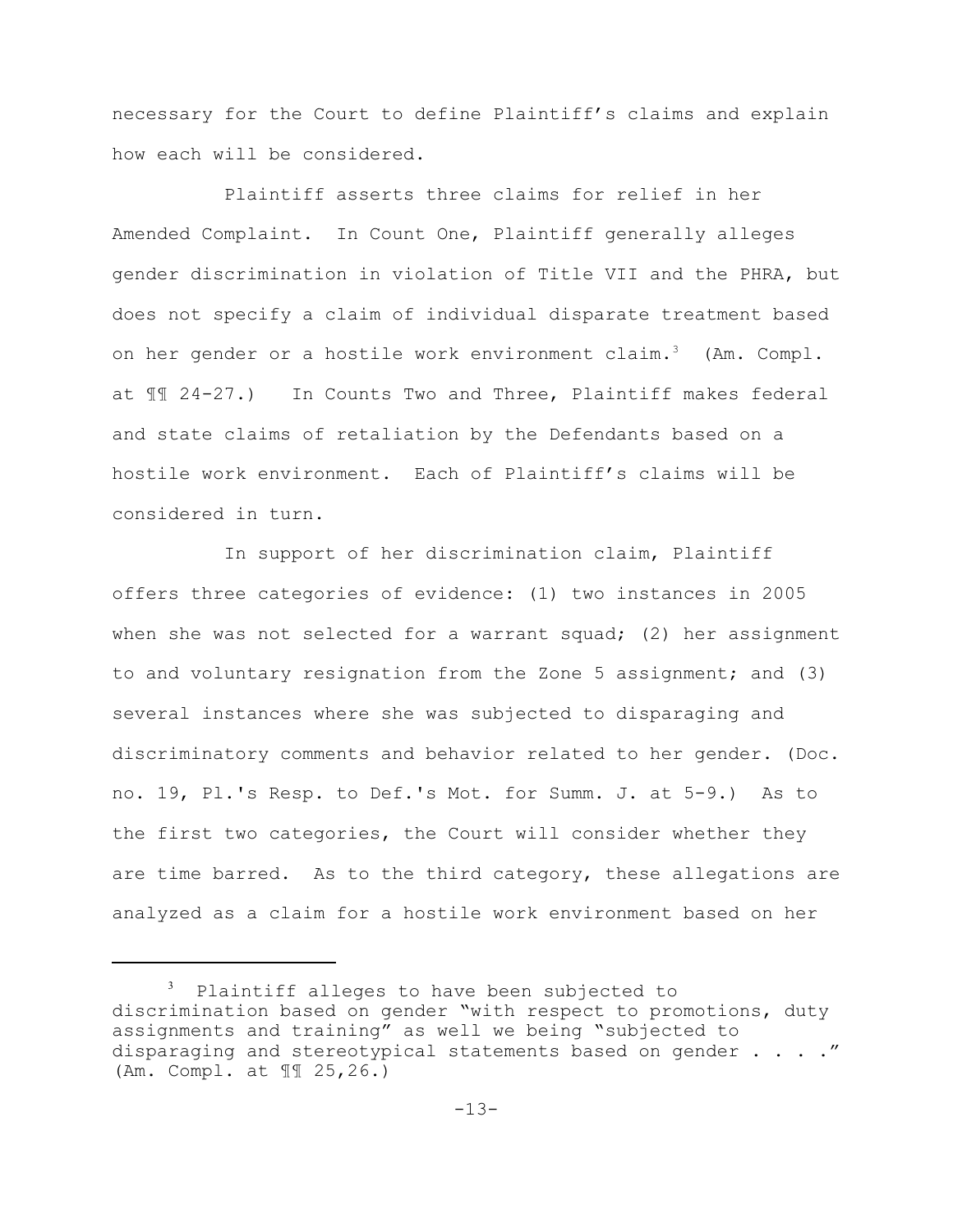necessary for the Court to define Plaintiff's claims and explain how each will be considered.

Plaintiff asserts three claims for relief in her Amended Complaint. In Count One, Plaintiff generally alleges gender discrimination in violation of Title VII and the PHRA, but does not specify a claim of individual disparate treatment based on her gender or a hostile work environment claim.[3] (Am. Compl. at ¶¶ 24-27.) In Counts Two and Three, Plaintiff makes federal and state claims of retaliation by the Defendants based on a hostile work environment. Each of Plaintiff's claims will be considered in turn.

In support of her discrimination claim, Plaintiff offers three categories of evidence: (1) two instances in 2005 when she was not selected for a warrant squad; (2) her assignment to and voluntary resignation from the Zone 5 assignment; and (3) several instances where she was subjected to disparaging and discriminatory comments and behavior related to her gender. (Doc. no. 19, Pl.'s Resp. to Def.'s Mot. for Summ. J. at 5-9.) As to the first two categories, the Court will consider whether they are time barred. As to the third category, these allegations are analyzed as a claim for a hostile work environment based on her

---

[3] Plaintiff alleges to have been subjected to discrimination based on gender "with respect to promotions, duty assignments and training" as well we being "subjected to disparaging and stereotypical statements based on gender . . . ." (Am. Compl. at ¶¶ 25,26.)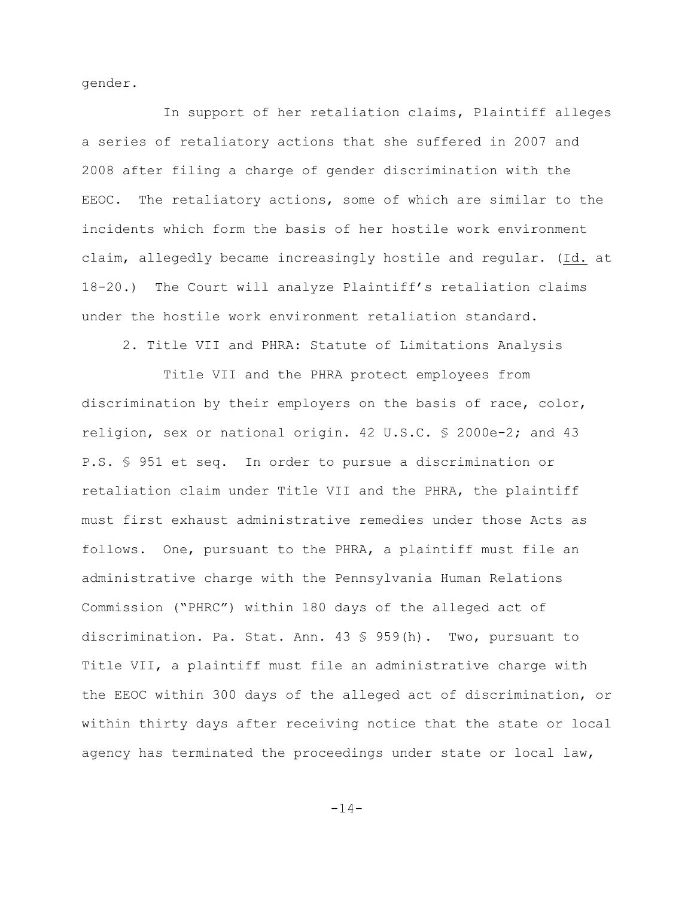gender.

In support of her retaliation claims, Plaintiff alleges a series of retaliatory actions that she suffered in 2007 and 2008 after filing a charge of gender discrimination with the EEOC. The retaliatory actions, some of which are similar to the incidents which form the basis of her hostile work environment claim, allegedly became increasingly hostile and regular. (Id. at 18-20.) The Court will analyze Plaintiff's retaliation claims under the hostile work environment retaliation standard.

2. Title VII and PHRA: Statute of Limitations Analysis

Title VII and the PHRA protect employees from discrimination by their employers on the basis of race, color, religion, sex or national origin. 42 U.S.C. § 2000e-2; and 43 P.S. § 951 et seq. In order to pursue a discrimination or retaliation claim under Title VII and the PHRA, the plaintiff must first exhaust administrative remedies under those Acts as follows. One, pursuant to the PHRA, a plaintiff must file an administrative charge with the Pennsylvania Human Relations Commission ("PHRC") within 180 days of the alleged act of discrimination. Pa. Stat. Ann. 43 § 959(h). Two, pursuant to Title VII, a plaintiff must file an administrative charge with the EEOC within 300 days of the alleged act of discrimination, or within thirty days after receiving notice that the state or local agency has terminated the proceedings under state or local law,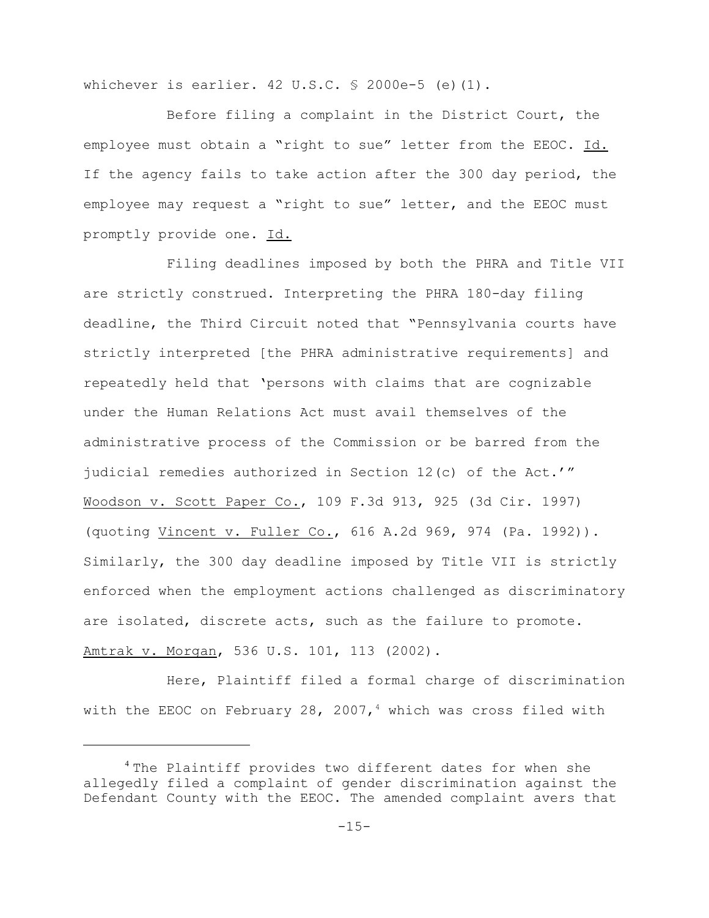whichever is earlier. 42 U.S.C. § 2000e-5 (e)(1).

Before filing a complaint in the District Court, the employee must obtain a "right to sue" letter from the EEOC. Id. If the agency fails to take action after the 300 day period, the employee may request a "right to sue" letter, and the EEOC must promptly provide one. Id.

Filing deadlines imposed by both the PHRA and Title VII are strictly construed. Interpreting the PHRA 180-day filing deadline, the Third Circuit noted that "Pennsylvania courts have strictly interpreted [the PHRA administrative requirements] and repeatedly held that 'persons with claims that are cognizable under the Human Relations Act must avail themselves of the administrative process of the Commission or be barred from the judicial remedies authorized in Section 12(c) of the Act.'" Woodson v. Scott Paper Co., 109 F.3d 913, 925 (3d Cir. 1997) (quoting Vincent v. Fuller Co., 616 A.2d 969, 974 (Pa. 1992)). Similarly, the 300 day deadline imposed by Title VII is strictly enforced when the employment actions challenged as discriminatory are isolated, discrete acts, such as the failure to promote. Amtrak v. Morgan, 536 U.S. 101, 113 (2002).

Here, Plaintiff filed a formal charge of discrimination with the EEOC on February 28, 2007,[4] which was cross filed with

[4] The Plaintiff provides two different dates for when she allegedly filed a complaint of gender discrimination against the Defendant County with the EEOC. The amended complaint avers that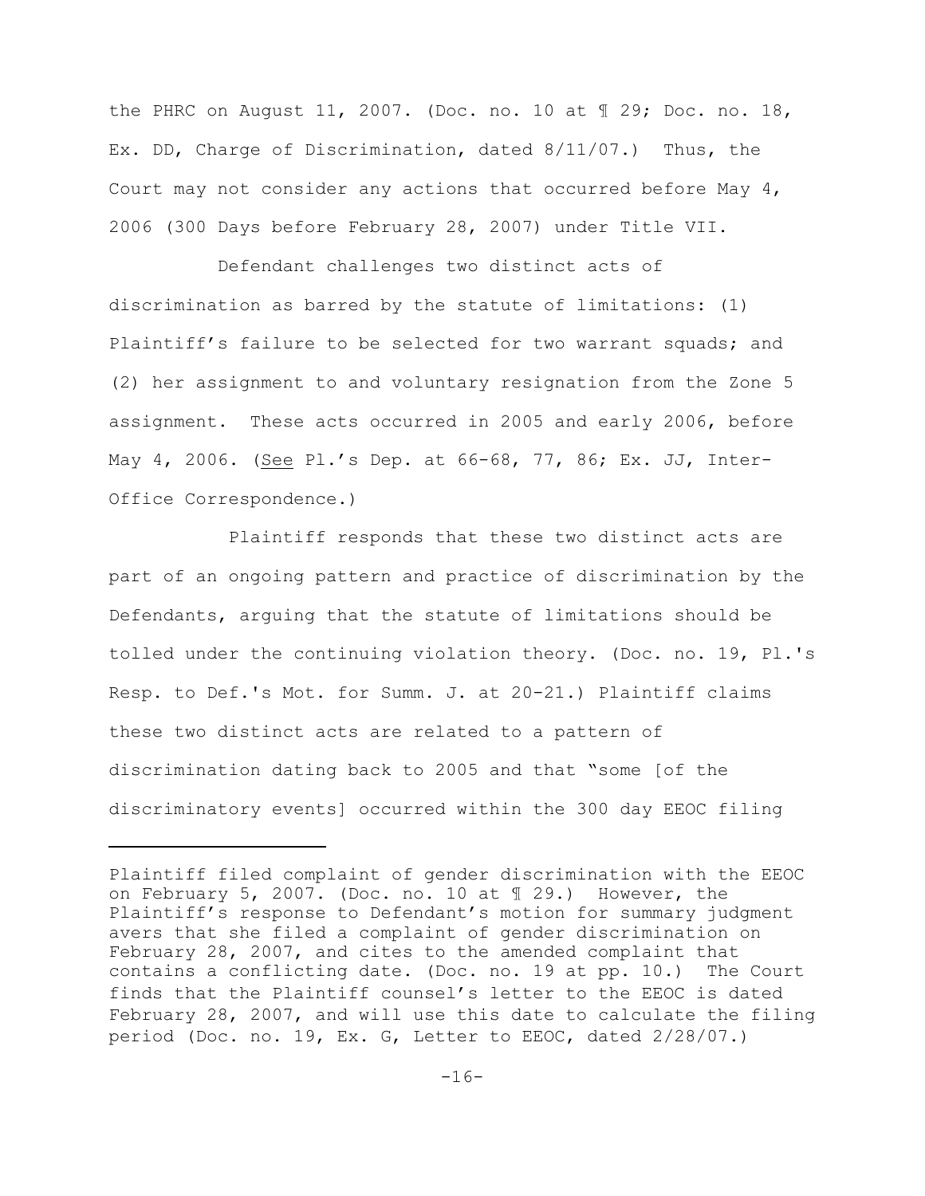the PHRC on August 11, 2007. (Doc. no. 10 at ¶ 29; Doc. no. 18, Ex. DD, Charge of Discrimination, dated 8/11/07.) Thus, the Court may not consider any actions that occurred before May 4, 2006 (300 Days before February 28, 2007) under Title VII.

Defendant challenges two distinct acts of discrimination as barred by the statute of limitations: (1) Plaintiff's failure to be selected for two warrant squads; and (2) her assignment to and voluntary resignation from the Zone 5 assignment. These acts occurred in 2005 and early 2006, before May 4, 2006. (See Pl.'s Dep. at 66-68, 77, 86; Ex. JJ, Inter-Office Correspondence.)

Plaintiff responds that these two distinct acts are part of an ongoing pattern and practice of discrimination by the Defendants, arguing that the statute of limitations should be tolled under the continuing violation theory. (Doc. no. 19, Pl.'s Resp. to Def.'s Mot. for Summ. J. at 20-21.) Plaintiff claims these two distinct acts are related to a pattern of discrimination dating back to 2005 and that "some [of the discriminatory events] occurred within the 300 day EEOC filing

---

Plaintiff filed complaint of gender discrimination with the EEOC on February 5, 2007. (Doc. no. 10 at ¶ 29.) However, the Plaintiff's response to Defendant's motion for summary judgment avers that she filed a complaint of gender discrimination on February 28, 2007, and cites to the amended complaint that contains a conflicting date. (Doc. no. 19 at pp. 10.) The Court finds that the Plaintiff counsel's letter to the EEOC is dated February 28, 2007, and will use this date to calculate the filing period (Doc. no. 19, Ex. G, Letter to EEOC, dated 2/28/07.)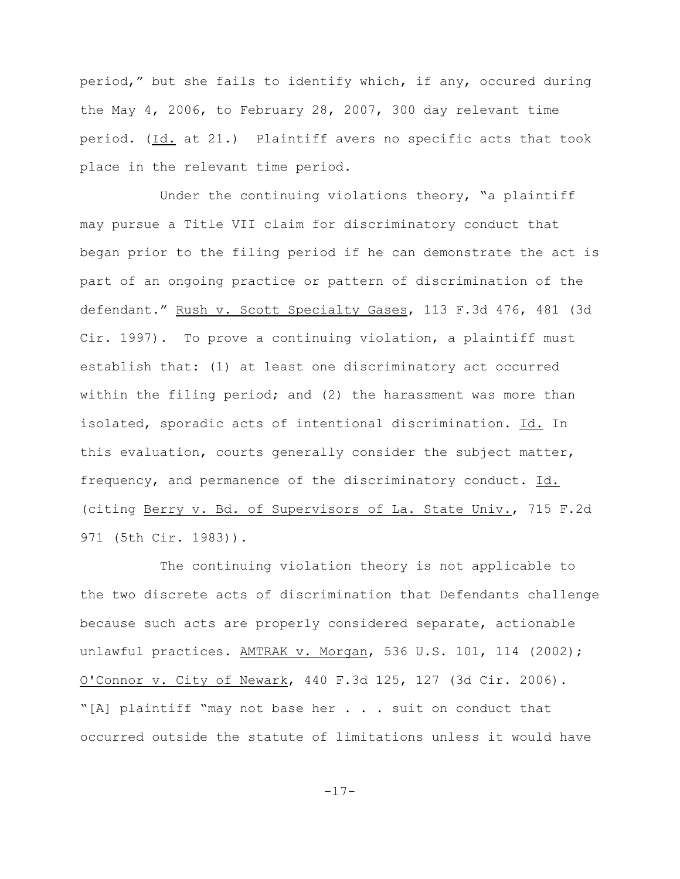period," but she fails to identify which, if any, occured during the May 4, 2006, to February 28, 2007, 300 day relevant time period. (Id. at 21.) Plaintiff avers no specific acts that took place in the relevant time period.

Under the continuing violations theory, "a plaintiff may pursue a Title VII claim for discriminatory conduct that began prior to the filing period if he can demonstrate the act is part of an ongoing practice or pattern of discrimination of the defendant." Rush v. Scott Specialty Gases, 113 F.3d 476, 481 (3d Cir. 1997). To prove a continuing violation, a plaintiff must establish that: (1) at least one discriminatory act occurred within the filing period; and (2) the harassment was more than isolated, sporadic acts of intentional discrimination. Id. In this evaluation, courts generally consider the subject matter, frequency, and permanence of the discriminatory conduct. Id. (citing Berry v. Bd. of Supervisors of La. State Univ., 715 F.2d 971 (5th Cir. 1983)).

The continuing violation theory is not applicable to the two discrete acts of discrimination that Defendants challenge because such acts are properly considered separate, actionable unlawful practices. AMTRAK v. Morgan, 536 U.S. 101, 114 (2002); O'Connor v. City of Newark, 440 F.3d 125, 127 (3d Cir. 2006). "[A] plaintiff "may not base her . . . suit on conduct that occurred outside the statute of limitations unless it would have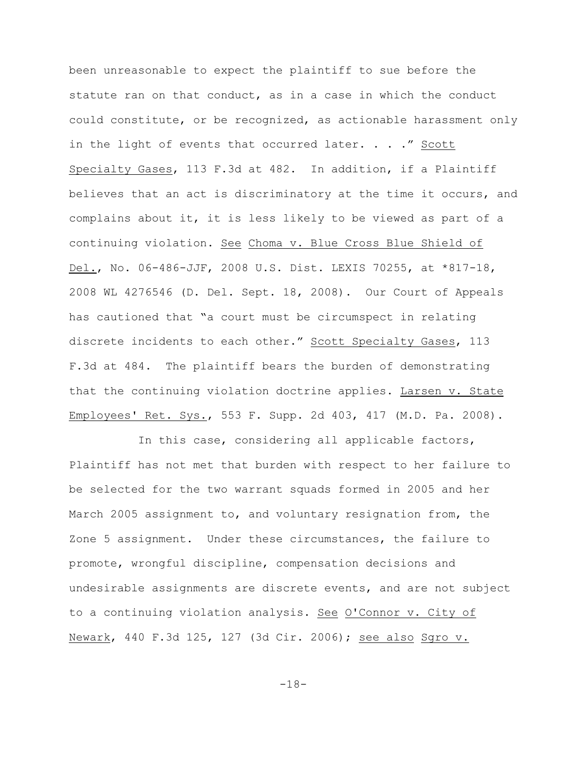been unreasonable to expect the plaintiff to sue before the statute ran on that conduct, as in a case in which the conduct could constitute, or be recognized, as actionable harassment only in the light of events that occurred later. . . ." Scott Specialty Gases, 113 F.3d at 482. In addition, if a Plaintiff believes that an act is discriminatory at the time it occurs, and complains about it, it is less likely to be viewed as part of a continuing violation. See Choma v. Blue Cross Blue Shield of Del., No. 06-486-JJF, 2008 U.S. Dist. LEXIS 70255, at *817-18, 2008 WL 4276546 (D. Del. Sept. 18, 2008). Our Court of Appeals has cautioned that "a court must be circumspect in relating discrete incidents to each other." Scott Specialty Gases, 113 F.3d at 484. The plaintiff bears the burden of demonstrating that the continuing violation doctrine applies. Larsen v. State Employees' Ret. Sys., 553 F. Supp. 2d 403, 417 (M.D. Pa. 2008).

In this case, considering all applicable factors, Plaintiff has not met that burden with respect to her failure to be selected for the two warrant squads formed in 2005 and her March 2005 assignment to, and voluntary resignation from, the Zone 5 assignment. Under these circumstances, the failure to promote, wrongful discipline, compensation decisions and undesirable assignments are discrete events, and are not subject to a continuing violation analysis. See O'Connor v. City of Newark, 440 F.3d 125, 127 (3d Cir. 2006); see also Sgro v.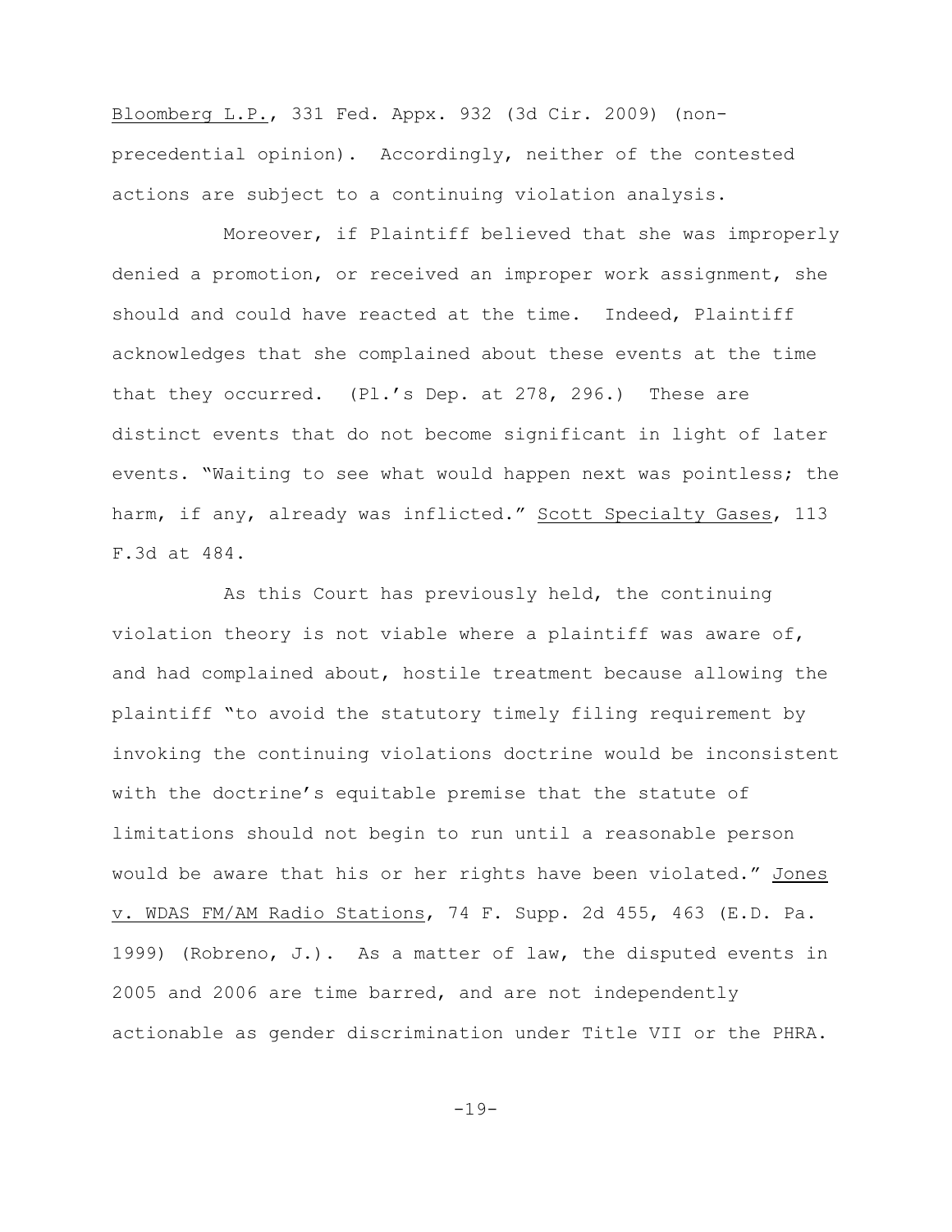Bloomberg L.P., 331 Fed. Appx. 932 (3d Cir. 2009) (non-precedential opinion). Accordingly, neither of the contested actions are subject to a continuing violation analysis.

Moreover, if Plaintiff believed that she was improperly denied a promotion, or received an improper work assignment, she should and could have reacted at the time. Indeed, Plaintiff acknowledges that she complained about these events at the time that they occurred. (Pl.'s Dep. at 278, 296.) These are distinct events that do not become significant in light of later events. "Waiting to see what would happen next was pointless; the harm, if any, already was inflicted." Scott Specialty Gases, 113 F.3d at 484.

As this Court has previously held, the continuing violation theory is not viable where a plaintiff was aware of, and had complained about, hostile treatment because allowing the plaintiff "to avoid the statutory timely filing requirement by invoking the continuing violations doctrine would be inconsistent with the doctrine's equitable premise that the statute of limitations should not begin to run until a reasonable person would be aware that his or her rights have been violated." Jones v. WDAS FM/AM Radio Stations, 74 F. Supp. 2d 455, 463 (E.D. Pa. 1999) (Robreno, J.). As a matter of law, the disputed events in 2005 and 2006 are time barred, and are not independently actionable as gender discrimination under Title VII or the PHRA.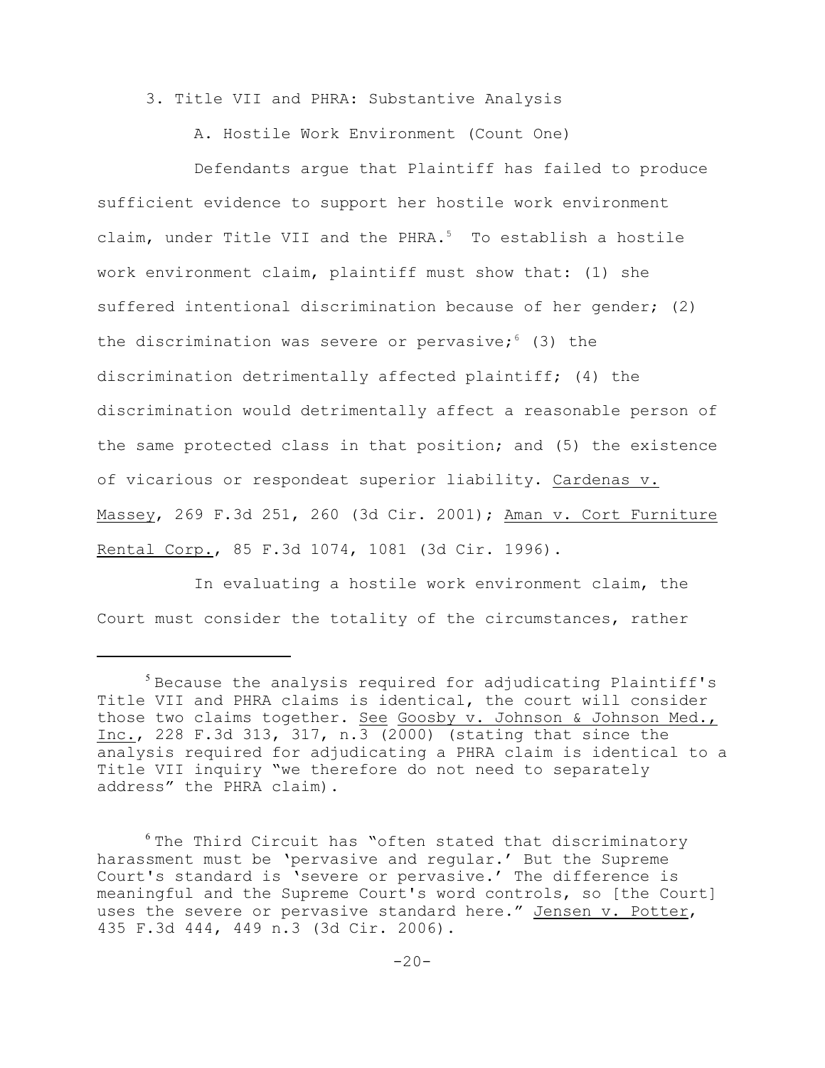3. Title VII and PHRA: Substantive Analysis

A. Hostile Work Environment (Count One)

Defendants argue that Plaintiff has failed to produce sufficient evidence to support her hostile work environment claim, under Title VII and the PHRA.[5] To establish a hostile work environment claim, plaintiff must show that: (1) she suffered intentional discrimination because of her gender; (2) the discrimination was severe or pervasive;[6] (3) the discrimination detrimentally affected plaintiff; (4) the discrimination would detrimentally affect a reasonable person of the same protected class in that position; and (5) the existence of vicarious or respondeat superior liability. Cardenas v. Massey, 269 F.3d 251, 260 (3d Cir. 2001); Aman v. Cort Furniture Rental Corp., 85 F.3d 1074, 1081 (3d Cir. 1996).

In evaluating a hostile work environment claim, the Court must consider the totality of the circumstances, rather

---

[5] Because the analysis required for adjudicating Plaintiff's Title VII and PHRA claims is identical, the court will consider those two claims together. See Goosby v. Johnson & Johnson Med., Inc., 228 F.3d 313, 317, n.3 (2000) (stating that since the analysis required for adjudicating a PHRA claim is identical to a Title VII inquiry "we therefore do not need to separately address" the PHRA claim).

[6] The Third Circuit has "often stated that discriminatory harassment must be 'pervasive and regular.' But the Supreme Court's standard is 'severe or pervasive.' The difference is meaningful and the Supreme Court's word controls, so [the Court] uses the severe or pervasive standard here." Jensen v. Potter, 435 F.3d 444, 449 n.3 (3d Cir. 2006).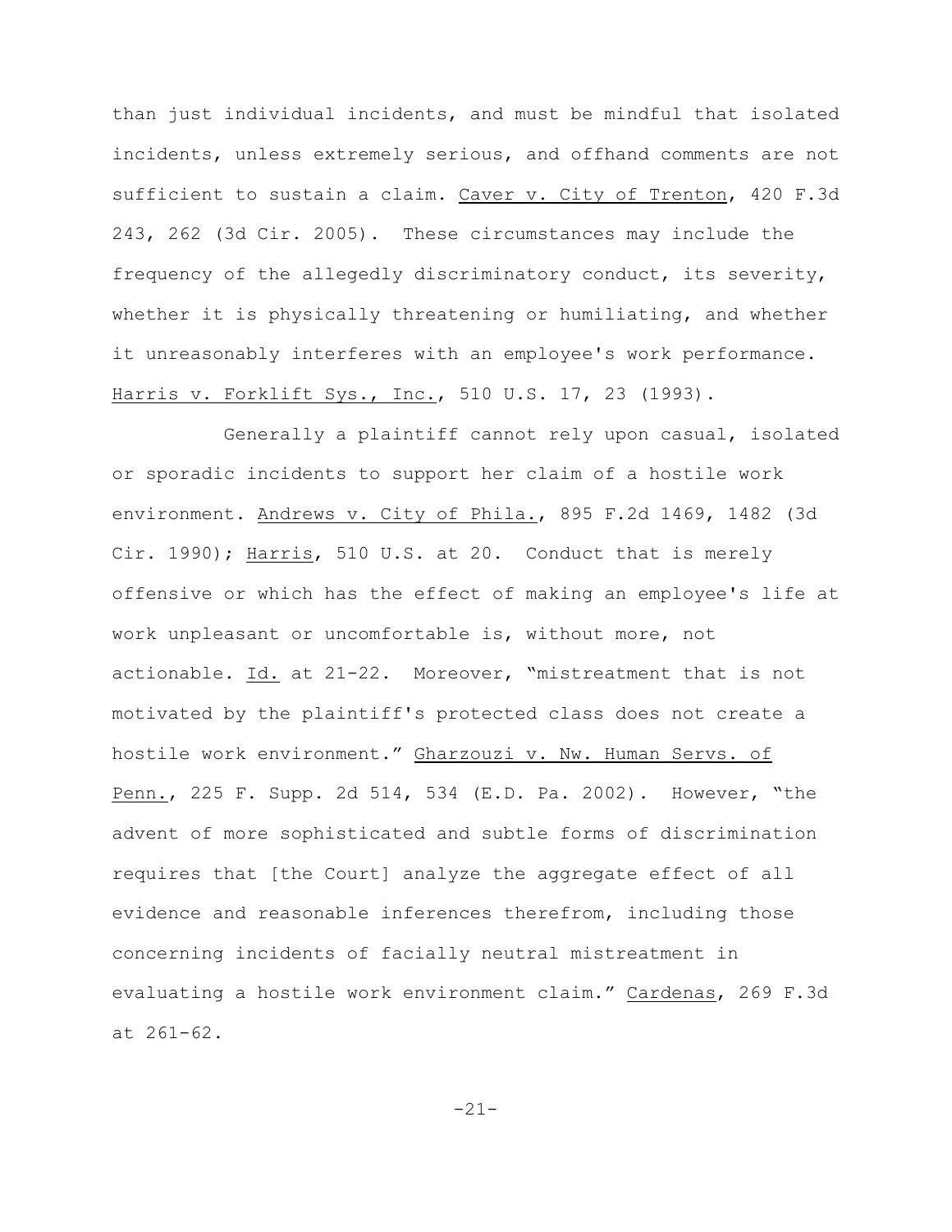than just individual incidents, and must be mindful that isolated incidents, unless extremely serious, and offhand comments are not sufficient to sustain a claim. Caver v. City of Trenton, 420 F.3d 243, 262 (3d Cir. 2005). These circumstances may include the frequency of the allegedly discriminatory conduct, its severity, whether it is physically threatening or humiliating, and whether it unreasonably interferes with an employee's work performance. Harris v. Forklift Sys., Inc., 510 U.S. 17, 23 (1993).

Generally a plaintiff cannot rely upon casual, isolated or sporadic incidents to support her claim of a hostile work environment. Andrews v. City of Phila., 895 F.2d 1469, 1482 (3d Cir. 1990); Harris, 510 U.S. at 20. Conduct that is merely offensive or which has the effect of making an employee's life at work unpleasant or uncomfortable is, without more, not actionable. Id. at 21-22. Moreover, "mistreatment that is not motivated by the plaintiff's protected class does not create a hostile work environment." Gharzouzi v. Nw. Human Servs. of Penn., 225 F. Supp. 2d 514, 534 (E.D. Pa. 2002). However, "the advent of more sophisticated and subtle forms of discrimination requires that [the Court] analyze the aggregate effect of all evidence and reasonable inferences therefrom, including those concerning incidents of facially neutral mistreatment in evaluating a hostile work environment claim." Cardenas, 269 F.3d at 261-62.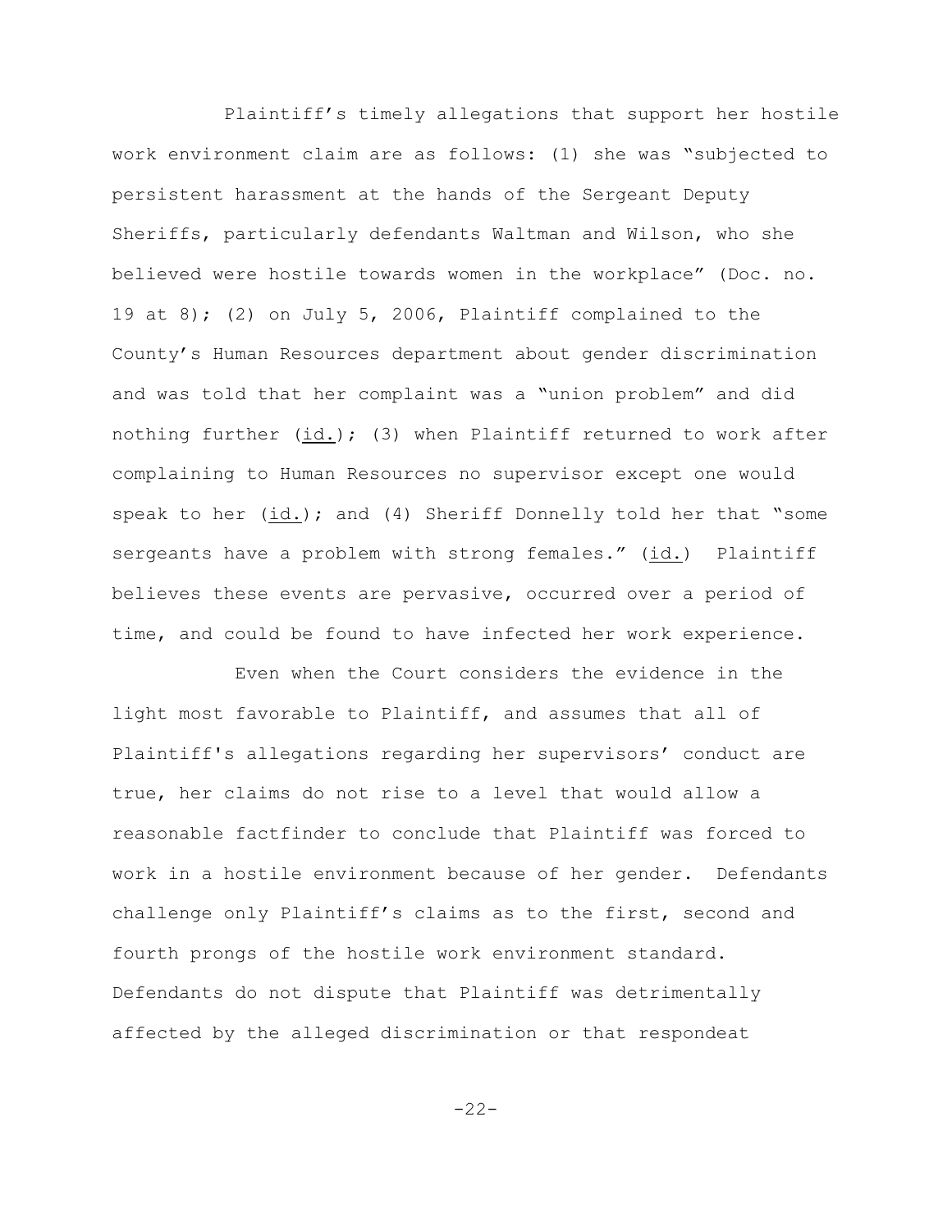Plaintiff's timely allegations that support her hostile work environment claim are as follows: (1) she was "subjected to persistent harassment at the hands of the Sergeant Deputy Sheriffs, particularly defendants Waltman and Wilson, who she believed were hostile towards women in the workplace" (Doc. no. 19 at 8); (2) on July 5, 2006, Plaintiff complained to the County's Human Resources department about gender discrimination and was told that her complaint was a "union problem" and did nothing further (id.); (3) when Plaintiff returned to work after complaining to Human Resources no supervisor except one would speak to her (id.); and (4) Sheriff Donnelly told her that "some sergeants have a problem with strong females." (id.) Plaintiff believes these events are pervasive, occurred over a period of time, and could be found to have infected her work experience.

Even when the Court considers the evidence in the light most favorable to Plaintiff, and assumes that all of Plaintiff's allegations regarding her supervisors' conduct are true, her claims do not rise to a level that would allow a reasonable factfinder to conclude that Plaintiff was forced to work in a hostile environment because of her gender. Defendants challenge only Plaintiff's claims as to the first, second and fourth prongs of the hostile work environment standard. Defendants do not dispute that Plaintiff was detrimentally affected by the alleged discrimination or that respondeat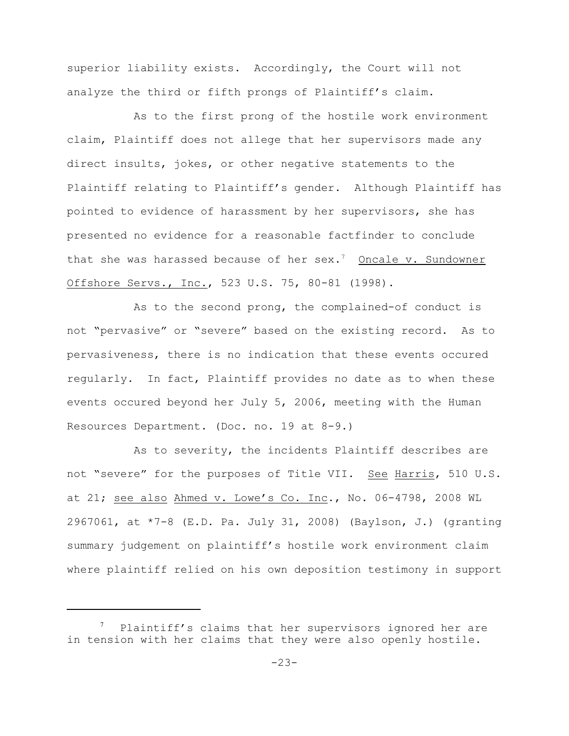superior liability exists. Accordingly, the Court will not analyze the third or fifth prongs of Plaintiff's claim.

As to the first prong of the hostile work environment claim, Plaintiff does not allege that her supervisors made any direct insults, jokes, or other negative statements to the Plaintiff relating to Plaintiff's gender. Although Plaintiff has pointed to evidence of harassment by her supervisors, she has presented no evidence for a reasonable factfinder to conclude that she was harassed because of her sex.[7] Oncale v. Sundowner Offshore Servs., Inc., 523 U.S. 75, 80-81 (1998).

As to the second prong, the complained-of conduct is not "pervasive" or "severe" based on the existing record. As to pervasiveness, there is no indication that these events occured regularly. In fact, Plaintiff provides no date as to when these events occured beyond her July 5, 2006, meeting with the Human Resources Department. (Doc. no. 19 at 8-9.)

As to severity, the incidents Plaintiff describes are not "severe" for the purposes of Title VII. See Harris, 510 U.S. at 21; see also Ahmed v. Lowe's Co. Inc., No. 06-4798, 2008 WL 2967061, at *7-8 (E.D. Pa. July 31, 2008) (Baylson, J.) (granting summary judgement on plaintiff's hostile work environment claim where plaintiff relied on his own deposition testimony in support

---

[7] Plaintiff's claims that her supervisors ignored her are in tension with her claims that they were also openly hostile.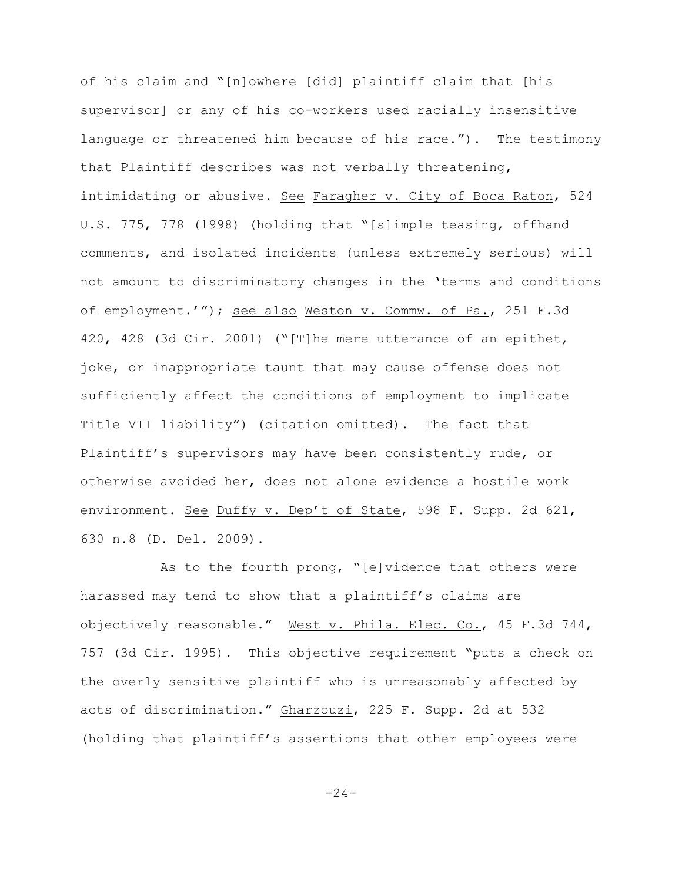of his claim and "[n]owhere [did] plaintiff claim that [his supervisor] or any of his co-workers used racially insensitive language or threatened him because of his race."). The testimony that Plaintiff describes was not verbally threatening, intimidating or abusive. See Faragher v. City of Boca Raton, 524 U.S. 775, 778 (1998) (holding that "[s]imple teasing, offhand comments, and isolated incidents (unless extremely serious) will not amount to discriminatory changes in the 'terms and conditions of employment.'"); see also Weston v. Commw. of Pa., 251 F.3d 420, 428 (3d Cir. 2001) ("[T]he mere utterance of an epithet, joke, or inappropriate taunt that may cause offense does not sufficiently affect the conditions of employment to implicate Title VII liability") (citation omitted). The fact that Plaintiff's supervisors may have been consistently rude, or otherwise avoided her, does not alone evidence a hostile work environment. See Duffy v. Dep't of State, 598 F. Supp. 2d 621, 630 n.8 (D. Del. 2009).

As to the fourth prong, "[e]vidence that others were harassed may tend to show that a plaintiff's claims are objectively reasonable." West v. Phila. Elec. Co., 45 F.3d 744, 757 (3d Cir. 1995). This objective requirement "puts a check on the overly sensitive plaintiff who is unreasonably affected by acts of discrimination." Gharzouzi, 225 F. Supp. 2d at 532 (holding that plaintiff's assertions that other employees were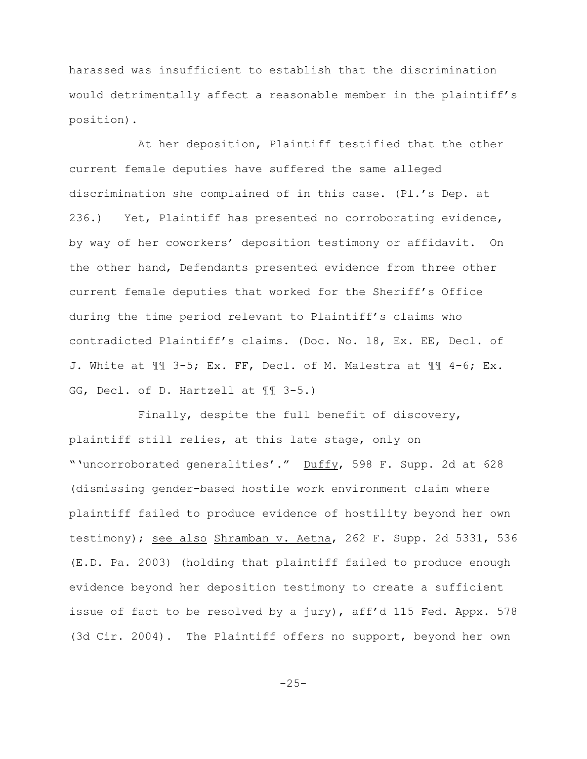harassed was insufficient to establish that the discrimination would detrimentally affect a reasonable member in the plaintiff's position).

At her deposition, Plaintiff testified that the other current female deputies have suffered the same alleged discrimination she complained of in this case. (Pl.'s Dep. at 236.) Yet, Plaintiff has presented no corroborating evidence, by way of her coworkers' deposition testimony or affidavit. On the other hand, Defendants presented evidence from three other current female deputies that worked for the Sheriff's Office during the time period relevant to Plaintiff's claims who contradicted Plaintiff's claims. (Doc. No. 18, Ex. EE, Decl. of J. White at ¶¶ 3-5; Ex. FF, Decl. of M. Malestra at ¶¶ 4-6; Ex. GG, Decl. of D. Hartzell at ¶¶ 3-5.)

Finally, despite the full benefit of discovery, plaintiff still relies, at this late stage, only on "'uncorroborated generalities'." Duffy, 598 F. Supp. 2d at 628 (dismissing gender-based hostile work environment claim where plaintiff failed to produce evidence of hostility beyond her own testimony); see also Shramban v. Aetna, 262 F. Supp. 2d 5331, 536 (E.D. Pa. 2003) (holding that plaintiff failed to produce enough evidence beyond her deposition testimony to create a sufficient issue of fact to be resolved by a jury), aff'd 115 Fed. Appx. 578 (3d Cir. 2004). The Plaintiff offers no support, beyond her own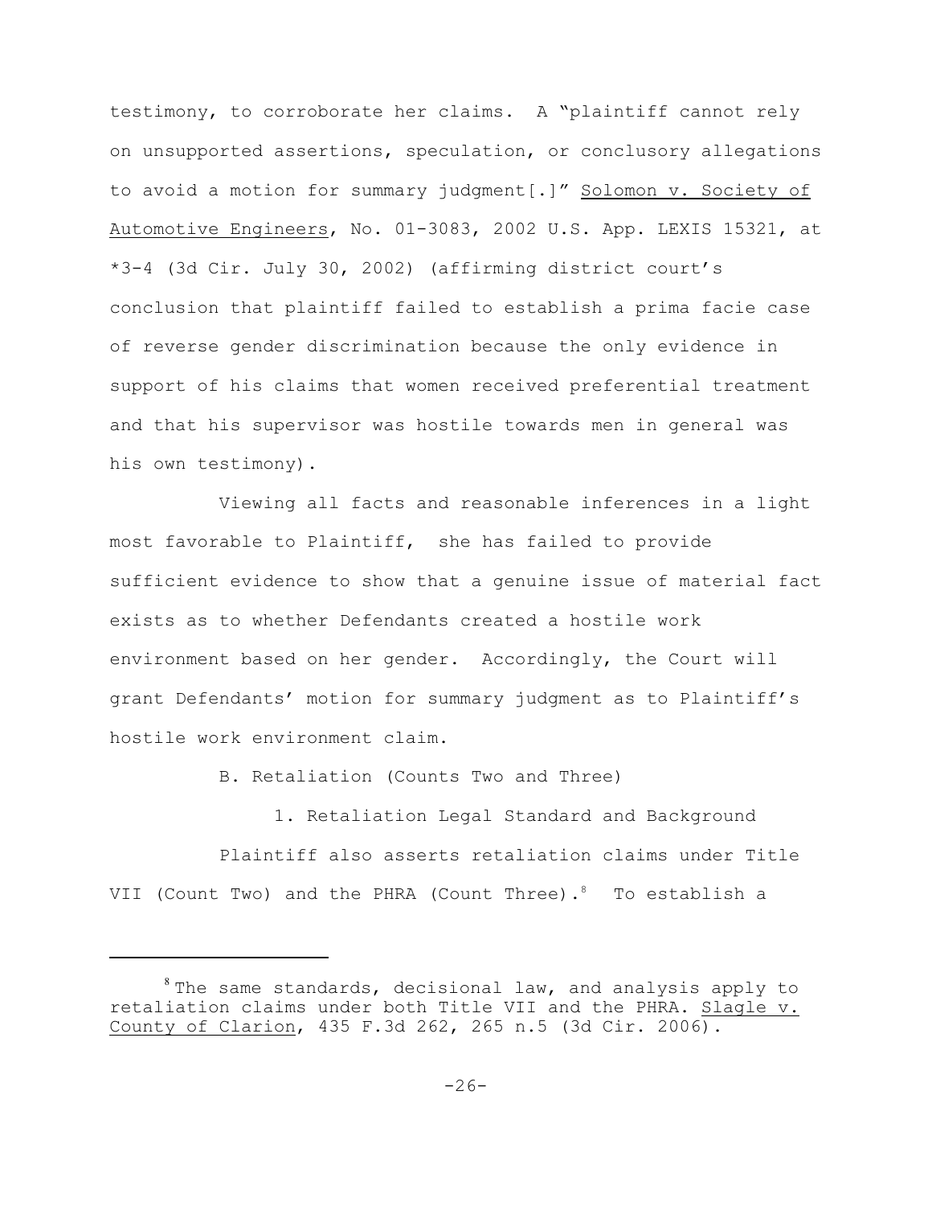testimony, to corroborate her claims. A "plaintiff cannot rely on unsupported assertions, speculation, or conclusory allegations to avoid a motion for summary judgment[.]" Solomon v. Society of Automotive Engineers, No. 01-3083, 2002 U.S. App. LEXIS 15321, at *3-4 (3d Cir. July 30, 2002) (affirming district court's conclusion that plaintiff failed to establish a prima facie case of reverse gender discrimination because the only evidence in support of his claims that women received preferential treatment and that his supervisor was hostile towards men in general was his own testimony).

Viewing all facts and reasonable inferences in a light most favorable to Plaintiff, she has failed to provide sufficient evidence to show that a genuine issue of material fact exists as to whether Defendants created a hostile work environment based on her gender. Accordingly, the Court will grant Defendants' motion for summary judgment as to Plaintiff's hostile work environment claim.

B. Retaliation (Counts Two and Three)

1. Retaliation Legal Standard and Background

Plaintiff also asserts retaliation claims under Title VII (Count Two) and the PHRA (Count Three).[8] To establish a

---

[8] The same standards, decisional law, and analysis apply to retaliation claims under both Title VII and the PHRA. Slagle v. County of Clarion, 435 F.3d 262, 265 n.5 (3d Cir. 2006).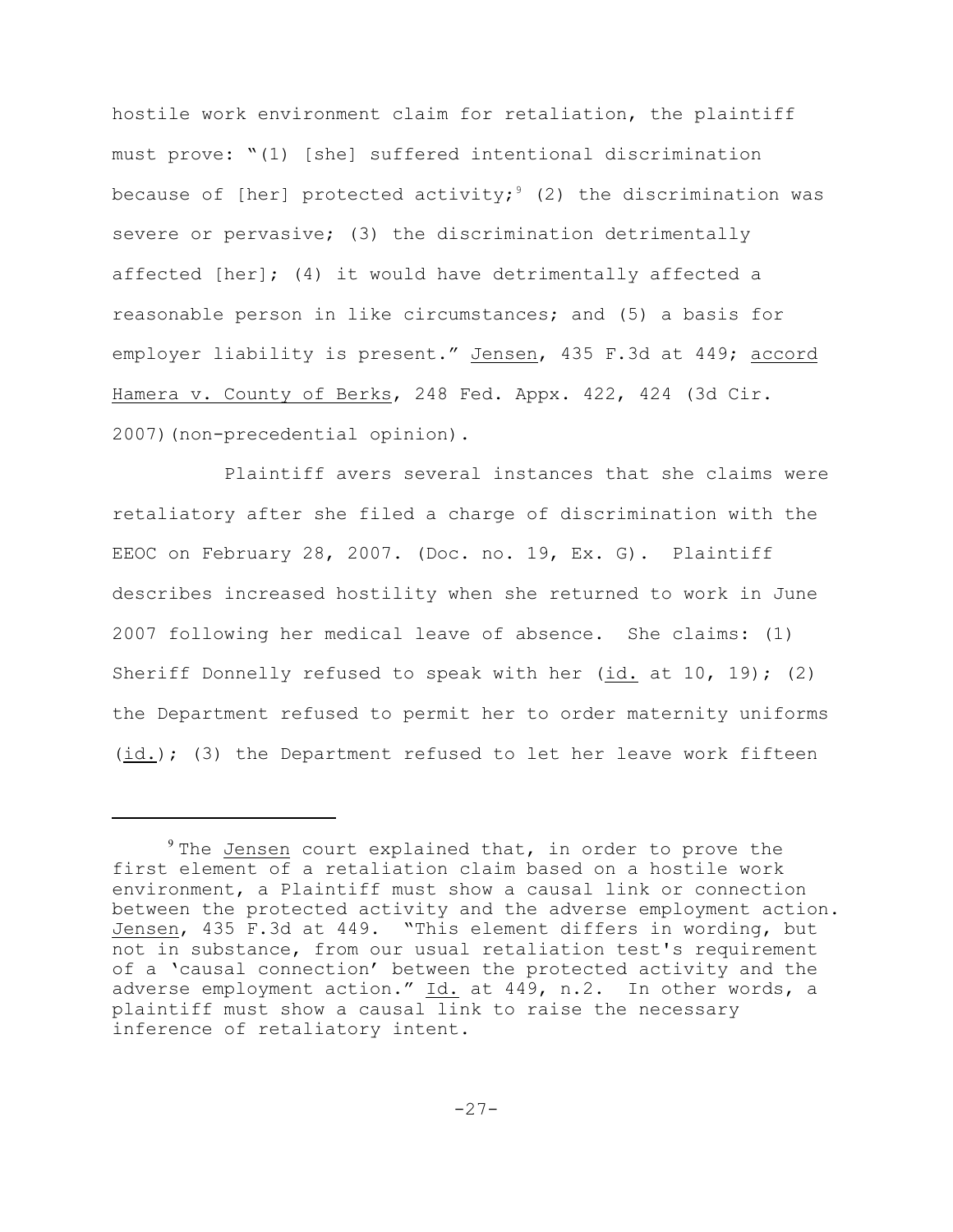hostile work environment claim for retaliation, the plaintiff must prove: "(1) [she] suffered intentional discrimination because of [her] protected activity;[9] (2) the discrimination was severe or pervasive; (3) the discrimination detrimentally affected [her]; (4) it would have detrimentally affected a reasonable person in like circumstances; and (5) a basis for employer liability is present." Jensen, 435 F.3d at 449; accord Hamera v. County of Berks, 248 Fed. Appx. 422, 424 (3d Cir. 2007)(non-precedential opinion).

Plaintiff avers several instances that she claims were retaliatory after she filed a charge of discrimination with the EEOC on February 28, 2007. (Doc. no. 19, Ex. G). Plaintiff describes increased hostility when she returned to work in June 2007 following her medical leave of absence. She claims: (1) Sheriff Donnelly refused to speak with her (id. at 10, 19); (2) the Department refused to permit her to order maternity uniforms (id.); (3) the Department refused to let her leave work fifteen

[9] The Jensen court explained that, in order to prove the first element of a retaliation claim based on a hostile work environment, a Plaintiff must show a causal link or connection between the protected activity and the adverse employment action. Jensen, 435 F.3d at 449. "This element differs in wording, but not in substance, from our usual retaliation test's requirement of a 'causal connection' between the protected activity and the adverse employment action." Id. at 449, n.2. In other words, a plaintiff must show a causal link to raise the necessary inference of retaliatory intent.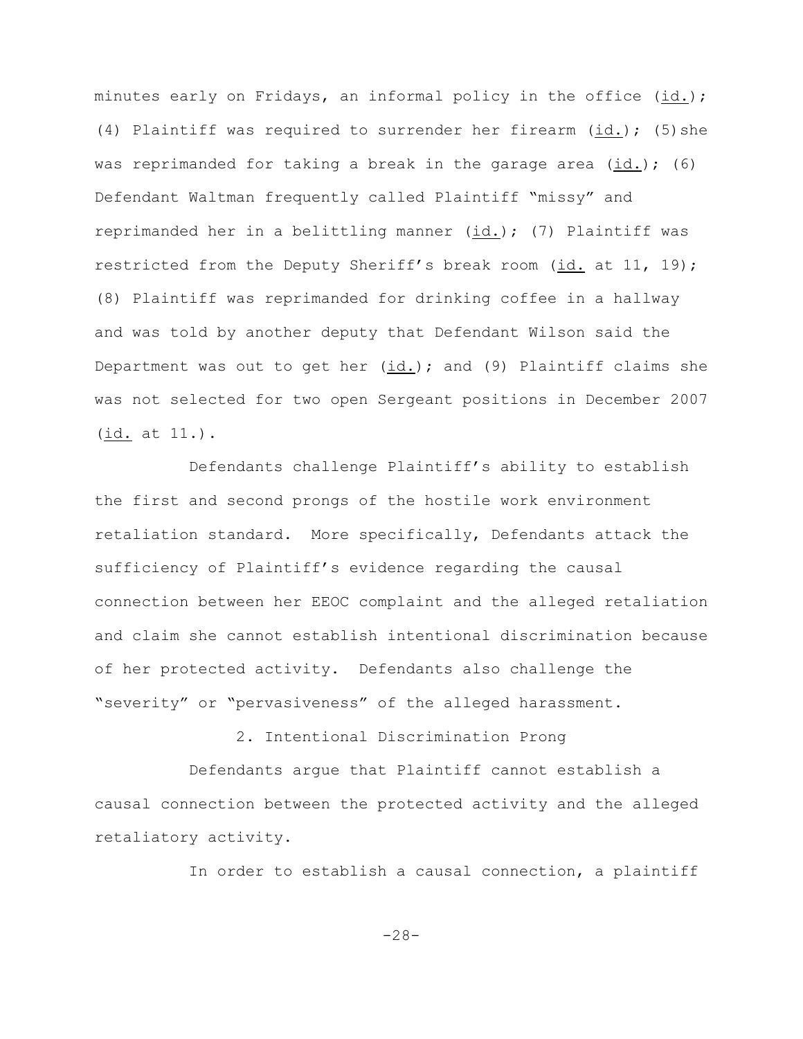minutes early on Fridays, an informal policy in the office (id.); (4) Plaintiff was required to surrender her firearm (id.); (5) she was reprimanded for taking a break in the garage area (id.); (6) Defendant Waltman frequently called Plaintiff "missy" and reprimanded her in a belittling manner (id.); (7) Plaintiff was restricted from the Deputy Sheriff's break room (id. at 11, 19); (8) Plaintiff was reprimanded for drinking coffee in a hallway and was told by another deputy that Defendant Wilson said the Department was out to get her (id.); and (9) Plaintiff claims she was not selected for two open Sergeant positions in December 2007 (id. at 11.).

Defendants challenge Plaintiff's ability to establish the first and second prongs of the hostile work environment retaliation standard. More specifically, Defendants attack the sufficiency of Plaintiff's evidence regarding the causal connection between her EEOC complaint and the alleged retaliation and claim she cannot establish intentional discrimination because of her protected activity. Defendants also challenge the "severity" or "pervasiveness" of the alleged harassment.

2. Intentional Discrimination Prong

Defendants argue that Plaintiff cannot establish a causal connection between the protected activity and the alleged retaliatory activity.

In order to establish a causal connection, a plaintiff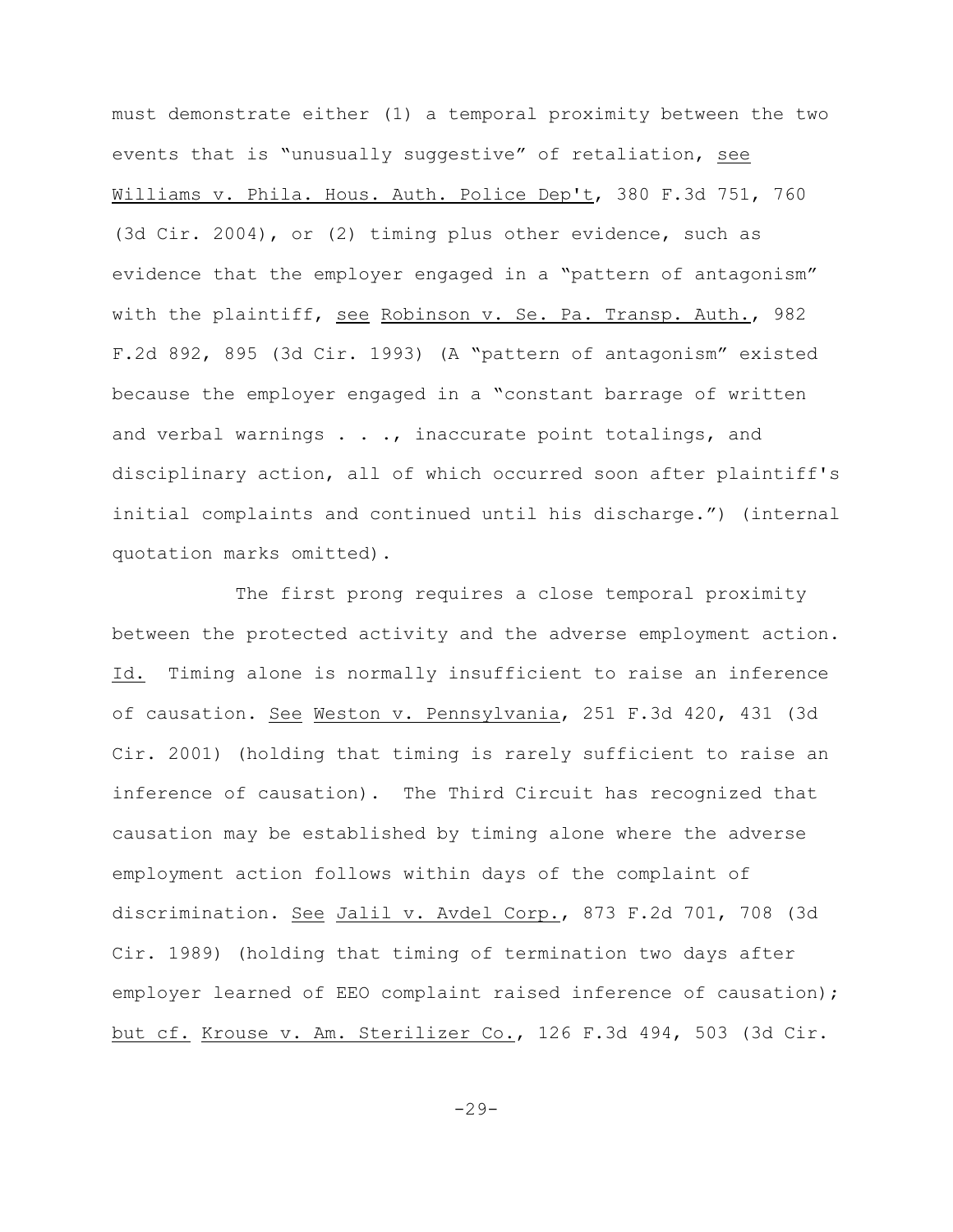must demonstrate either (1) a temporal proximity between the two events that is "unusually suggestive" of retaliation, see Williams v. Phila. Hous. Auth. Police Dep't, 380 F.3d 751, 760 (3d Cir. 2004), or (2) timing plus other evidence, such as evidence that the employer engaged in a "pattern of antagonism" with the plaintiff, see Robinson v. Se. Pa. Transp. Auth., 982 F.2d 892, 895 (3d Cir. 1993) (A "pattern of antagonism" existed because the employer engaged in a "constant barrage of written and verbal warnings . . ., inaccurate point totalings, and disciplinary action, all of which occurred soon after plaintiff's initial complaints and continued until his discharge.") (internal quotation marks omitted).

The first prong requires a close temporal proximity between the protected activity and the adverse employment action. Id. Timing alone is normally insufficient to raise an inference of causation. See Weston v. Pennsylvania, 251 F.3d 420, 431 (3d Cir. 2001) (holding that timing is rarely sufficient to raise an inference of causation). The Third Circuit has recognized that causation may be established by timing alone where the adverse employment action follows within days of the complaint of discrimination. See Jalil v. Avdel Corp., 873 F.2d 701, 708 (3d Cir. 1989) (holding that timing of termination two days after employer learned of EEO complaint raised inference of causation); but cf. Krouse v. Am. Sterilizer Co., 126 F.3d 494, 503 (3d Cir.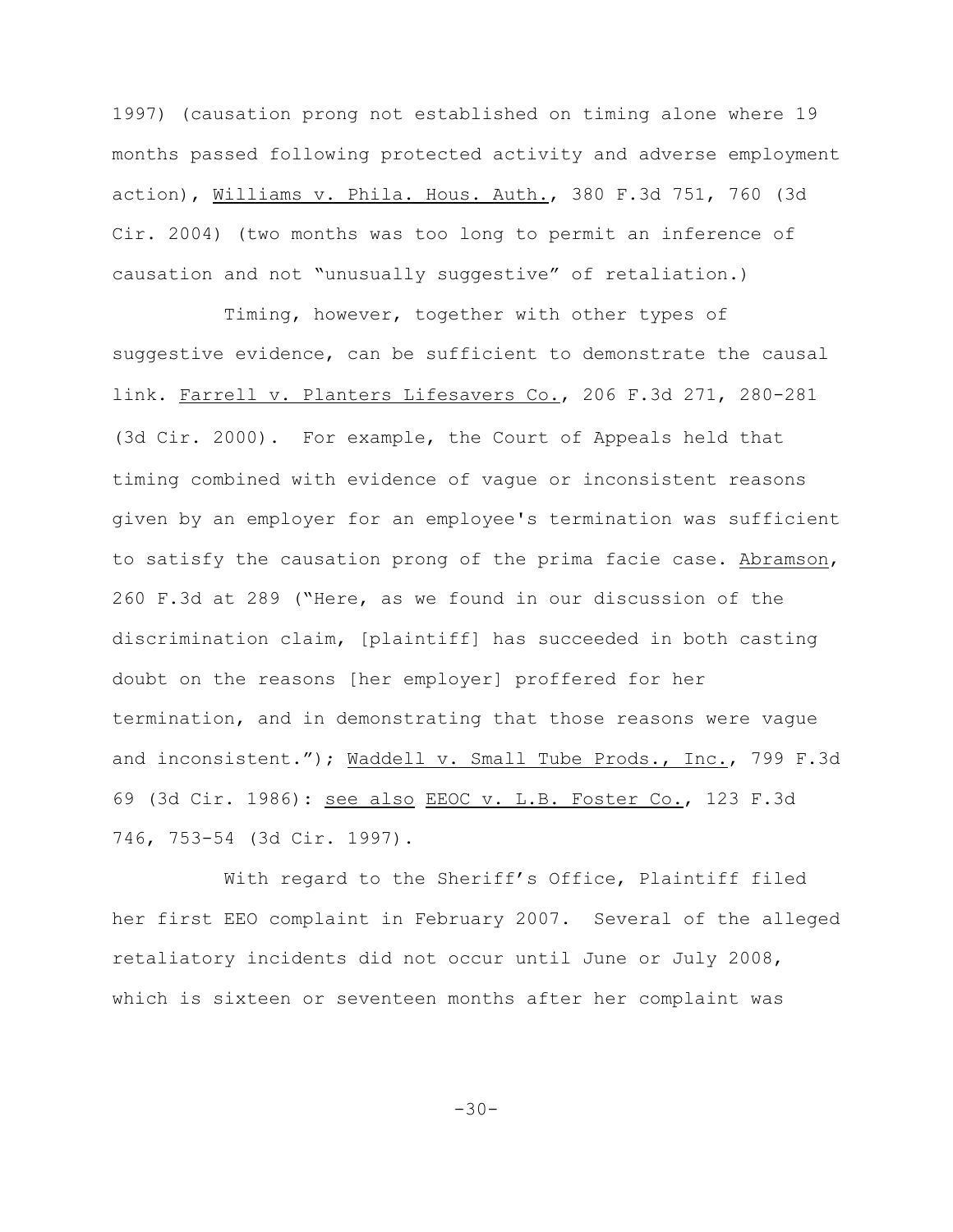1997) (causation prong not established on timing alone where 19 months passed following protected activity and adverse employment action), Williams v. Phila. Hous. Auth., 380 F.3d 751, 760 (3d Cir. 2004) (two months was too long to permit an inference of causation and not "unusually suggestive" of retaliation.)

Timing, however, together with other types of suggestive evidence, can be sufficient to demonstrate the causal link. Farrell v. Planters Lifesavers Co., 206 F.3d 271, 280-281 (3d Cir. 2000). For example, the Court of Appeals held that timing combined with evidence of vague or inconsistent reasons given by an employer for an employee's termination was sufficient to satisfy the causation prong of the prima facie case. Abramson, 260 F.3d at 289 ("Here, as we found in our discussion of the discrimination claim, [plaintiff] has succeeded in both casting doubt on the reasons [her employer] proffered for her termination, and in demonstrating that those reasons were vague and inconsistent."); Waddell v. Small Tube Prods., Inc., 799 F.3d 69 (3d Cir. 1986): see also EEOC v. L.B. Foster Co., 123 F.3d 746, 753-54 (3d Cir. 1997).

With regard to the Sheriff's Office, Plaintiff filed her first EEO complaint in February 2007. Several of the alleged retaliatory incidents did not occur until June or July 2008, which is sixteen or seventeen months after her complaint was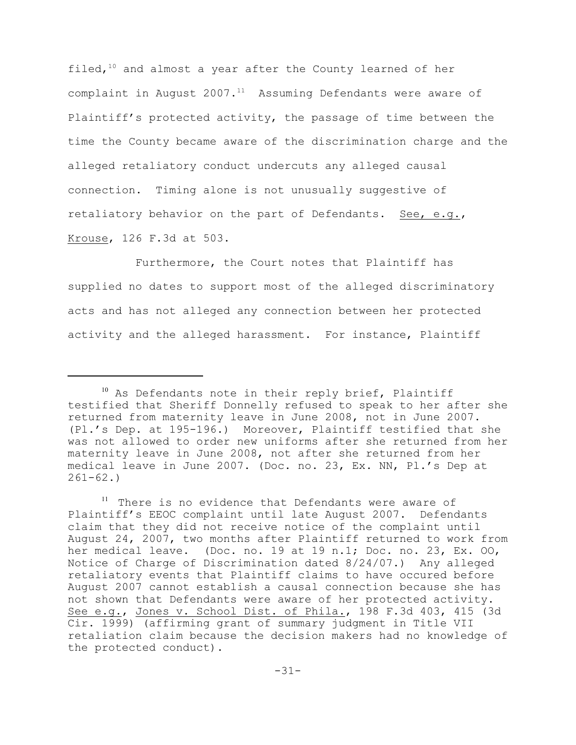filed,[10] and almost a year after the County learned of her complaint in August 2007.[11] Assuming Defendants were aware of Plaintiff's protected activity, the passage of time between the time the County became aware of the discrimination charge and the alleged retaliatory conduct undercuts any alleged causal connection. Timing alone is not unusually suggestive of retaliatory behavior on the part of Defendants. See, e.g., Krouse, 126 F.3d at 503.

Furthermore, the Court notes that Plaintiff has supplied no dates to support most of the alleged discriminatory acts and has not alleged any connection between her protected activity and the alleged harassment. For instance, Plaintiff

---

[10] As Defendants note in their reply brief, Plaintiff testified that Sheriff Donnelly refused to speak to her after she returned from maternity leave in June 2008, not in June 2007. (Pl.'s Dep. at 195-196.) Moreover, Plaintiff testified that she was not allowed to order new uniforms after she returned from her maternity leave in June 2008, not after she returned from her medical leave in June 2007. (Doc. no. 23, Ex. NN, Pl.'s Dep at 261-62.)

[11] There is no evidence that Defendants were aware of Plaintiff's EEOC complaint until late August 2007. Defendants claim that they did not receive notice of the complaint until August 24, 2007, two months after Plaintiff returned to work from her medical leave. (Doc. no. 19 at 19 n.1; Doc. no. 23, Ex. OO, Notice of Charge of Discrimination dated 8/24/07.) Any alleged retaliatory events that Plaintiff claims to have occured before August 2007 cannot establish a causal connection because she has not shown that Defendants were aware of her protected activity. See e.g., Jones v. School Dist. of Phila., 198 F.3d 403, 415 (3d Cir. 1999) (affirming grant of summary judgment in Title VII retaliation claim because the decision makers had no knowledge of the protected conduct).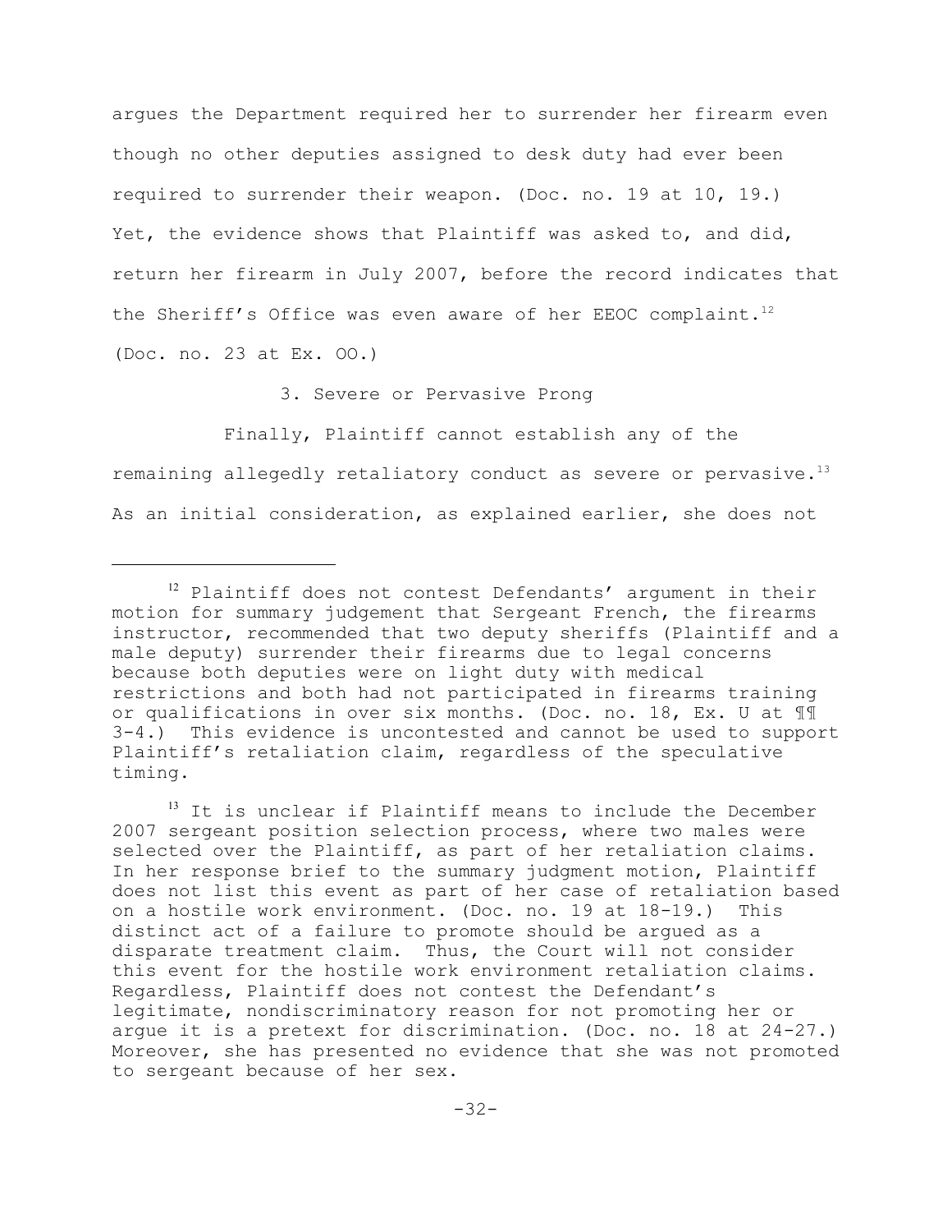argues the Department required her to surrender her firearm even though no other deputies assigned to desk duty had ever been required to surrender their weapon. (Doc. no. 19 at 10, 19.) Yet, the evidence shows that Plaintiff was asked to, and did, return her firearm in July 2007, before the record indicates that the Sheriff's Office was even aware of her EEOC complaint.[12] (Doc. no. 23 at Ex. OO.)

### 3. Severe or Pervasive Prong

Finally, Plaintiff cannot establish any of the remaining allegedly retaliatory conduct as severe or pervasive.[13] As an initial consideration, as explained earlier, she does not

---

[12] Plaintiff does not contest Defendants' argument in their motion for summary judgement that Sergeant French, the firearms instructor, recommended that two deputy sheriffs (Plaintiff and a male deputy) surrender their firearms due to legal concerns because both deputies were on light duty with medical restrictions and both had not participated in firearms training or qualifications in over six months. (Doc. no. 18, Ex. U at ¶¶ 3-4.) This evidence is uncontested and cannot be used to support Plaintiff's retaliation claim, regardless of the speculative timing.

[13] It is unclear if Plaintiff means to include the December 2007 sergeant position selection process, where two males were selected over the Plaintiff, as part of her retaliation claims. In her response brief to the summary judgment motion, Plaintiff does not list this event as part of her case of retaliation based on a hostile work environment. (Doc. no. 19 at 18-19.) This distinct act of a failure to promote should be argued as a disparate treatment claim. Thus, the Court will not consider this event for the hostile work environment retaliation claims. Regardless, Plaintiff does not contest the Defendant's legitimate, nondiscriminatory reason for not promoting her or argue it is a pretext for discrimination. (Doc. no. 18 at 24-27.) Moreover, she has presented no evidence that she was not promoted to sergeant because of her sex.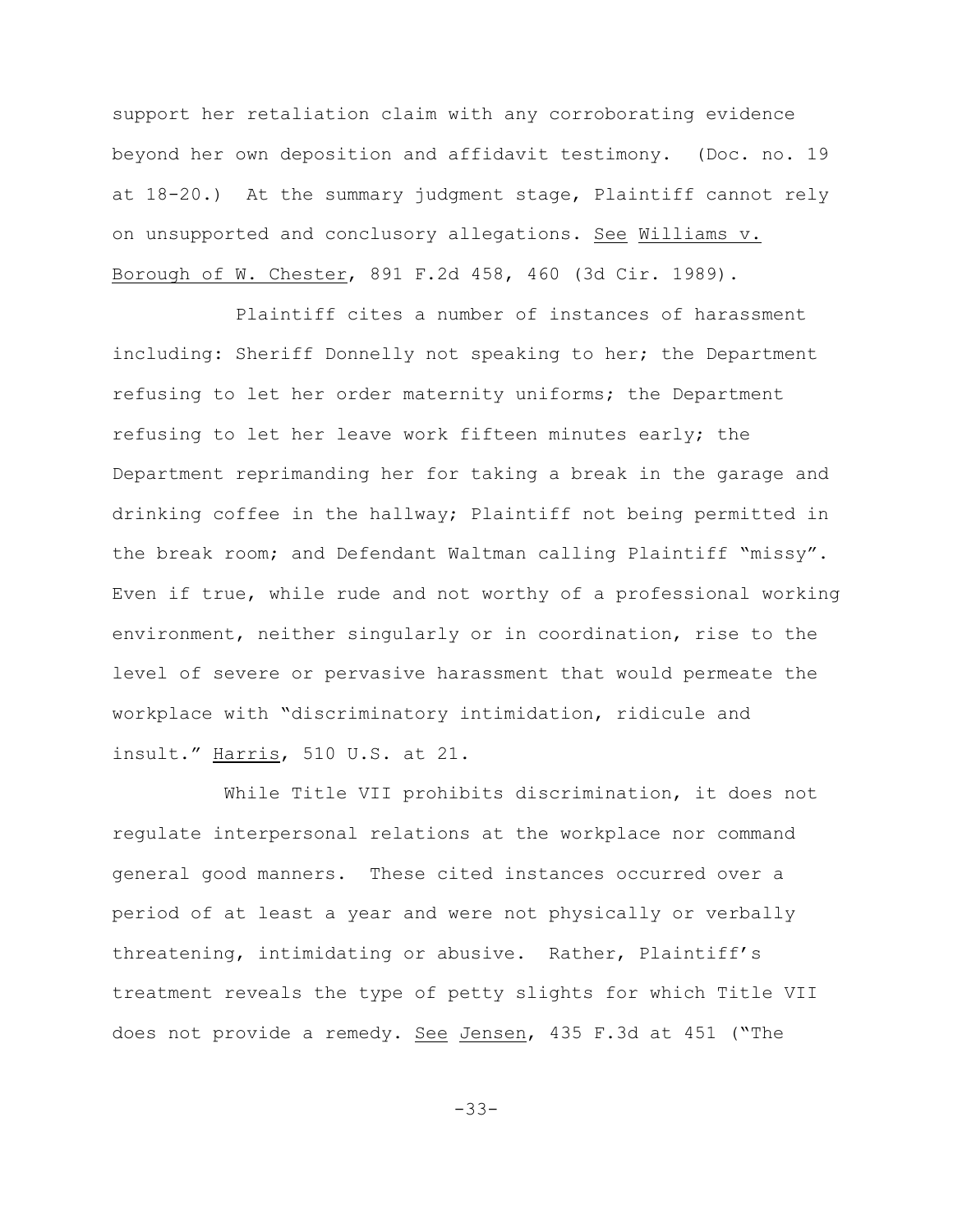support her retaliation claim with any corroborating evidence beyond her own deposition and affidavit testimony. (Doc. no. 19 at 18-20.) At the summary judgment stage, Plaintiff cannot rely on unsupported and conclusory allegations. See Williams v. Borough of W. Chester, 891 F.2d 458, 460 (3d Cir. 1989).

Plaintiff cites a number of instances of harassment including: Sheriff Donnelly not speaking to her; the Department refusing to let her order maternity uniforms; the Department refusing to let her leave work fifteen minutes early; the Department reprimanding her for taking a break in the garage and drinking coffee in the hallway; Plaintiff not being permitted in the break room; and Defendant Waltman calling Plaintiff "missy". Even if true, while rude and not worthy of a professional working environment, neither singularly or in coordination, rise to the level of severe or pervasive harassment that would permeate the workplace with "discriminatory intimidation, ridicule and insult." Harris, 510 U.S. at 21.

While Title VII prohibits discrimination, it does not regulate interpersonal relations at the workplace nor command general good manners. These cited instances occurred over a period of at least a year and were not physically or verbally threatening, intimidating or abusive. Rather, Plaintiff's treatment reveals the type of petty slights for which Title VII does not provide a remedy. See Jensen, 435 F.3d at 451 ("The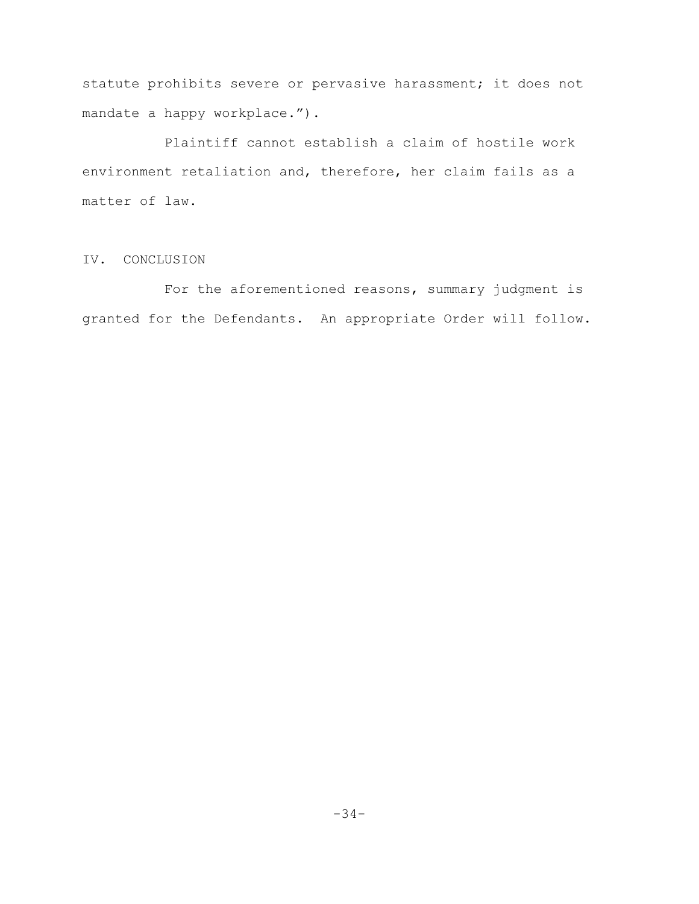statute prohibits severe or pervasive harassment; it does not mandate a happy workplace.").

Plaintiff cannot establish a claim of hostile work environment retaliation and, therefore, her claim fails as a matter of law.

## IV. CONCLUSION

For the aforementioned reasons, summary judgment is granted for the Defendants. An appropriate Order will follow.